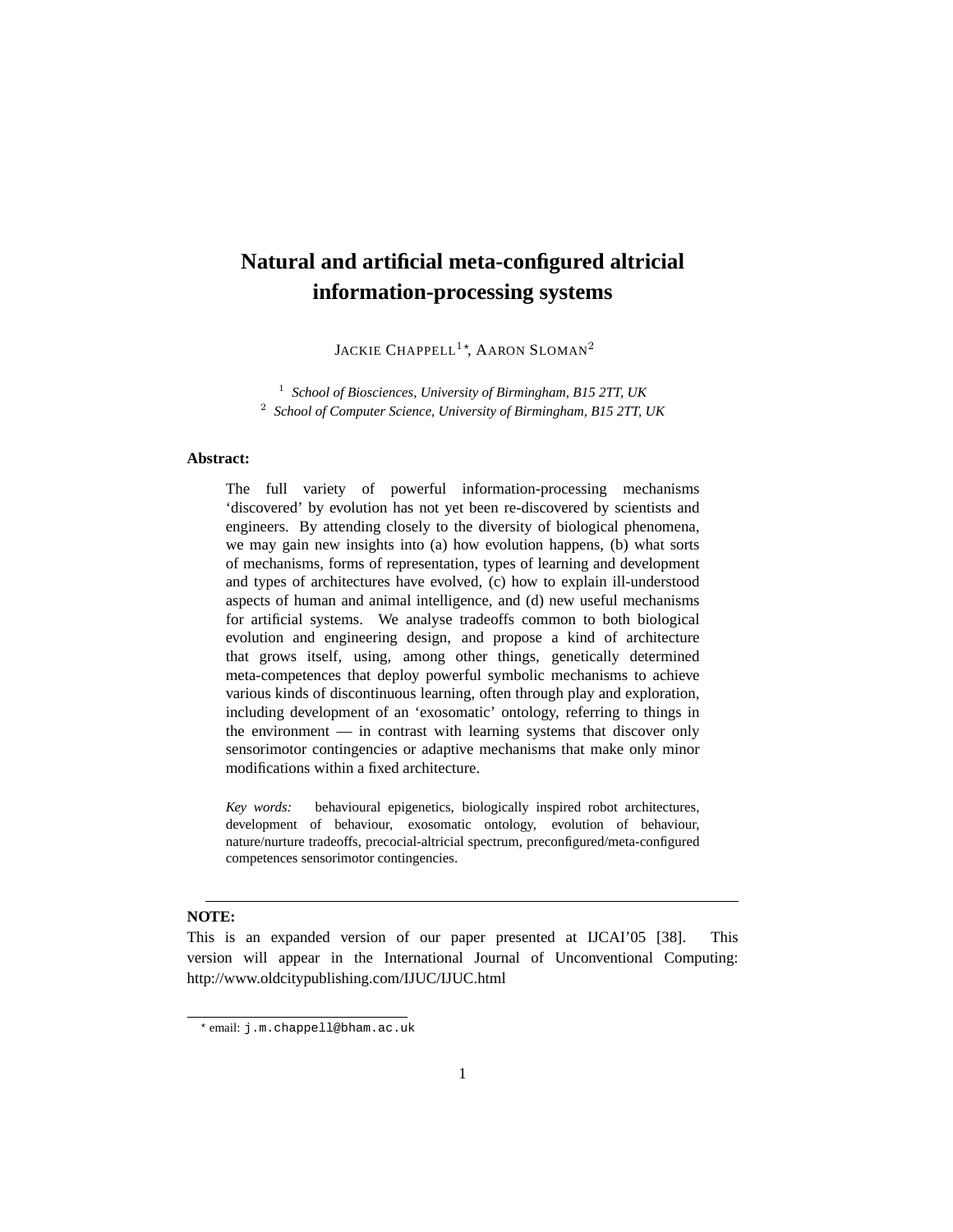# Natural and artificial meta-configured altricial information-processing systems

Jackie Chappell[1]*, Aaron Sloman[2]

[1] *School of Biosciences, University of Birmingham, B15 2TT, UK*
[2] *School of Computer Science, University of Birmingham, B15 2TT, UK*

**Abstract:**

The full variety of powerful information-processing mechanisms 'discovered' by evolution has not yet been re-discovered by scientists and engineers. By attending closely to the diversity of biological phenomena, we may gain new insights into (a) how evolution happens, (b) what sorts of mechanisms, forms of representation, types of learning and development and types of architectures have evolved, (c) how to explain ill-understood aspects of human and animal intelligence, and (d) new useful mechanisms for artificial systems. We analyse tradeoffs common to both biological evolution and engineering design, and propose a kind of architecture that grows itself, using, among other things, genetically determined meta-competences that deploy powerful symbolic mechanisms to achieve various kinds of discontinuous learning, often through play and exploration, including development of an 'exosomatic' ontology, referring to things in the environment — in contrast with learning systems that discover only sensorimotor contingencies or adaptive mechanisms that make only minor modifications within a fixed architecture.

*Key words:* behavioural epigenetics, biologically inspired robot architectures, development of behaviour, exosomatic ontology, evolution of behaviour, nature/nurture tradeoffs, precocial-altricial spectrum, preconfigured/meta-configured competences sensorimotor contingencies.

---

**NOTE:**
This is an expanded version of our paper presented at IJCAI'05 [38]. This version will appear in the International Journal of Unconventional Computing: http://www.oldcitypublishing.com/IJUC/IJUC.html

* email: `j.m.chappell@bham.ac.uk`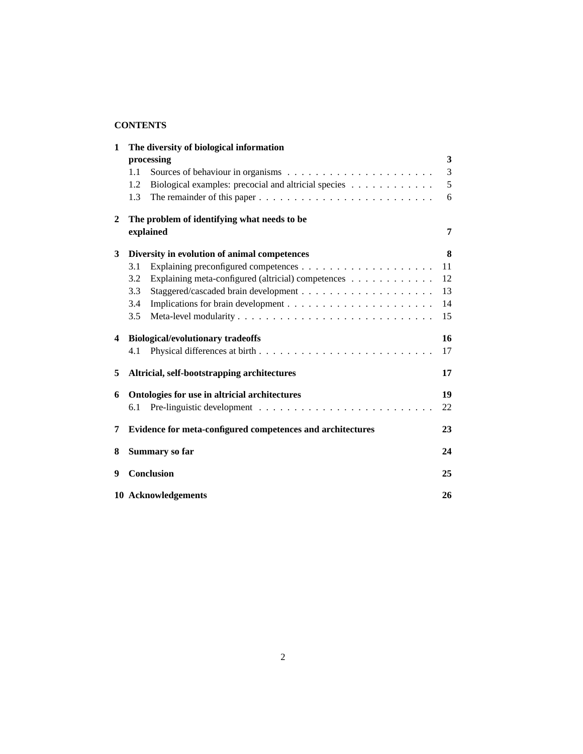**CONTENTS**

**1 The diversity of biological information processing** **3**
- 1.1 Sources of behaviour in organisms . . . . . 3
- 1.2 Biological examples: precocial and altricial species . . . . . 5
- 1.3 The remainder of this paper . . . . . 6

**2 The problem of identifying what needs to be explained** **7**

**3 Diversity in evolution of animal competences** **8**
- 3.1 Explaining preconfigured competences . . . . . 11
- 3.2 Explaining meta-configured (altricial) competences . . . . . 12
- 3.3 Staggered/cascaded brain development . . . . . 13
- 3.4 Implications for brain development . . . . . 14
- 3.5 Meta-level modularity . . . . . 15

**4 Biological/evolutionary tradeoffs** **16**
- 4.1 Physical differences at birth . . . . . 17

**5 Altricial, self-bootstrapping architectures** **17**

**6 Ontologies for use in altricial architectures** **19**
- 6.1 Pre-linguistic development . . . . . 22

**7 Evidence for meta-configured competences and architectures** **23**

**8 Summary so far** **24**

**9 Conclusion** **25**

**10 Acknowledgements** **26**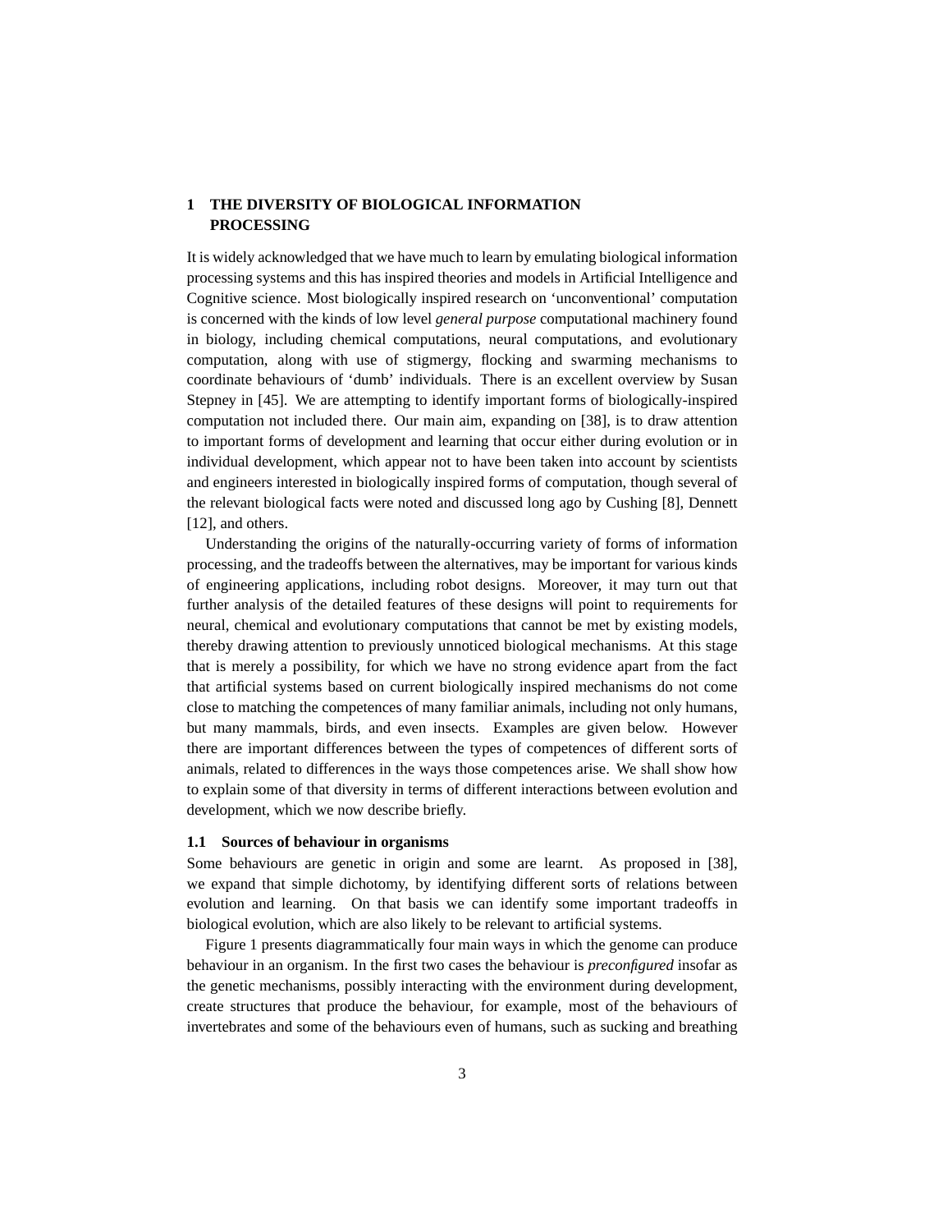# 1 THE DIVERSITY OF BIOLOGICAL INFORMATION PROCESSING

It is widely acknowledged that we have much to learn by emulating biological information processing systems and this has inspired theories and models in Artificial Intelligence and Cognitive science. Most biologically inspired research on 'unconventional' computation is concerned with the kinds of low level *general purpose* computational machinery found in biology, including chemical computations, neural computations, and evolutionary computation, along with use of stigmergy, flocking and swarming mechanisms to coordinate behaviours of 'dumb' individuals. There is an excellent overview by Susan Stepney in [45]. We are attempting to identify important forms of biologically-inspired computation not included there. Our main aim, expanding on [38], is to draw attention to important forms of development and learning that occur either during evolution or in individual development, which appear not to have been taken into account by scientists and engineers interested in biologically inspired forms of computation, though several of the relevant biological facts were noted and discussed long ago by Cushing [8], Dennett [12], and others.

Understanding the origins of the naturally-occurring variety of forms of information processing, and the tradeoffs between the alternatives, may be important for various kinds of engineering applications, including robot designs. Moreover, it may turn out that further analysis of the detailed features of these designs will point to requirements for neural, chemical and evolutionary computations that cannot be met by existing models, thereby drawing attention to previously unnoticed biological mechanisms. At this stage that is merely a possibility, for which we have no strong evidence apart from the fact that artificial systems based on current biologically inspired mechanisms do not come close to matching the competences of many familiar animals, including not only humans, but many mammals, birds, and even insects. Examples are given below. However there are important differences between the types of competences of different sorts of animals, related to differences in the ways those competences arise. We shall show how to explain some of that diversity in terms of different interactions between evolution and development, which we now describe briefly.

## 1.1 Sources of behaviour in organisms

Some behaviours are genetic in origin and some are learnt. As proposed in [38], we expand that simple dichotomy, by identifying different sorts of relations between evolution and learning. On that basis we can identify some important tradeoffs in biological evolution, which are also likely to be relevant to artificial systems.

Figure 1 presents diagrammatically four main ways in which the genome can produce behaviour in an organism. In the first two cases the behaviour is *preconfigured* insofar as the genetic mechanisms, possibly interacting with the environment during development, create structures that produce the behaviour, for example, most of the behaviours of invertebrates and some of the behaviours even of humans, such as sucking and breathing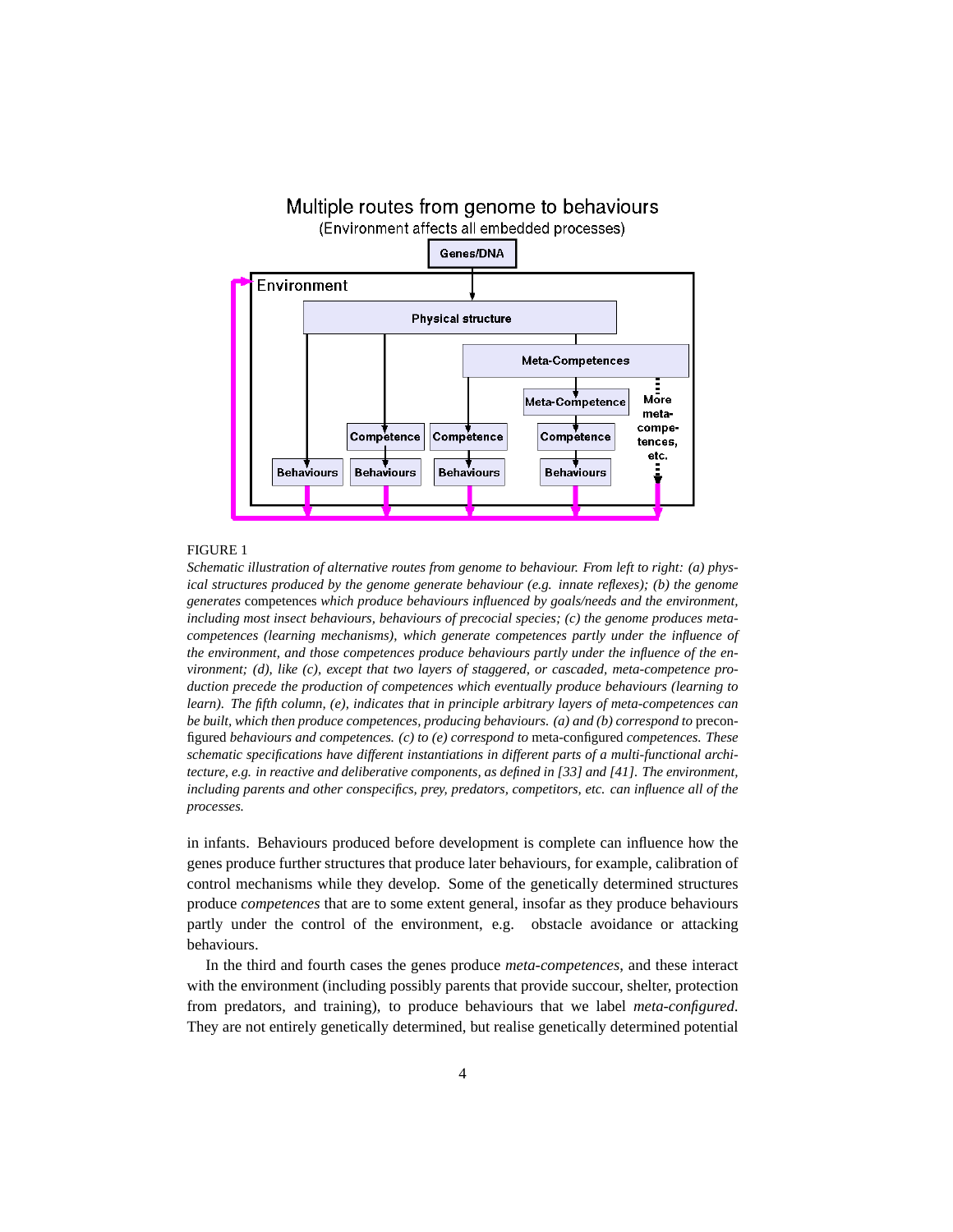FIGURE 1

*Schematic illustration of alternative routes from genome to behaviour. From left to right: (a) physical structures produced by the genome generate behaviour (e.g. innate reflexes); (b) the genome generates* competences *which produce behaviours influenced by goals/needs and the environment, including most insect behaviours, behaviours of precocial species; (c) the genome produces meta-competences (learning mechanisms), which generate competences partly under the influence of the environment, and those competences produce behaviours partly under the influence of the environment; (d), like (c), except that two layers of staggered, or cascaded, meta-competence production precede the production of competences which eventually produce behaviours (learning to learn). The fifth column, (e), indicates that in principle arbitrary layers of meta-competences can be built, which then produce competences, producing behaviours. (a) and (b) correspond to* preconfigured *behaviours and competences. (c) to (e) correspond to* meta-configured *competences. These schematic specifications have different instantiations in different parts of a multi-functional architecture, e.g. in reactive and deliberative components, as defined in [33] and [41]. The environment, including parents and other conspecifics, prey, predators, competitors, etc. can influence all of the processes.*

in infants. Behaviours produced before development is complete can influence how the genes produce further structures that produce later behaviours, for example, calibration of control mechanisms while they develop. Some of the genetically determined structures produce *competences* that are to some extent general, insofar as they produce behaviours partly under the control of the environment, e.g. obstacle avoidance or attacking behaviours.

In the third and fourth cases the genes produce *meta-competences*, and these interact with the environment (including possibly parents that provide succour, shelter, protection from predators, and training), to produce behaviours that we label *meta-configured*. They are not entirely genetically determined, but realise genetically determined potential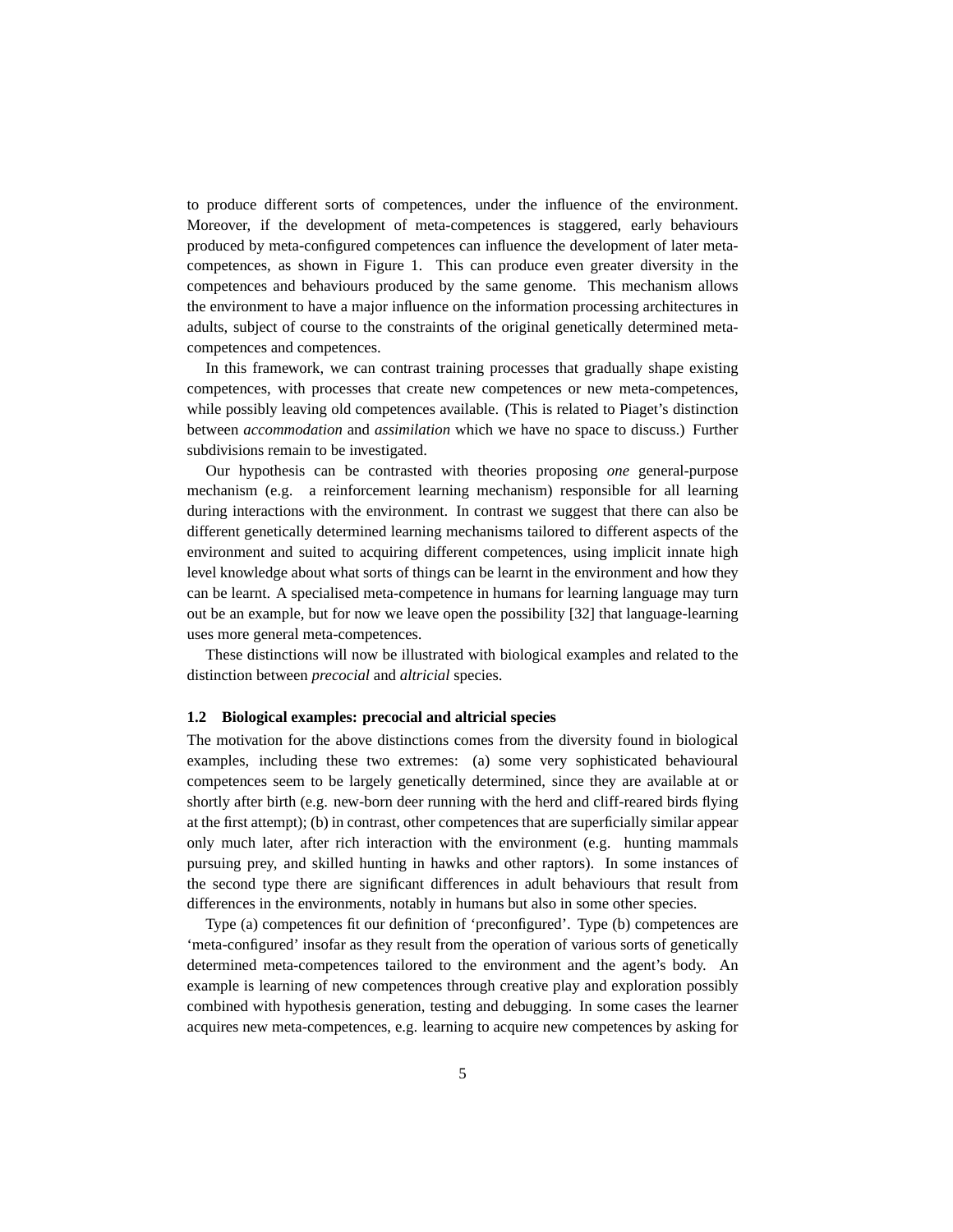to produce different sorts of competences, under the influence of the environment. Moreover, if the development of meta-competences is staggered, early behaviours produced by meta-configured competences can influence the development of later meta-competences, as shown in Figure 1. This can produce even greater diversity in the competences and behaviours produced by the same genome. This mechanism allows the environment to have a major influence on the information processing architectures in adults, subject of course to the constraints of the original genetically determined meta-competences and competences.

In this framework, we can contrast training processes that gradually shape existing competences, with processes that create new competences or new meta-competences, while possibly leaving old competences available. (This is related to Piaget's distinction between *accommodation* and *assimilation* which we have no space to discuss.) Further subdivisions remain to be investigated.

Our hypothesis can be contrasted with theories proposing *one* general-purpose mechanism (e.g. a reinforcement learning mechanism) responsible for all learning during interactions with the environment. In contrast we suggest that there can also be different genetically determined learning mechanisms tailored to different aspects of the environment and suited to acquiring different competences, using implicit innate high level knowledge about what sorts of things can be learnt in the environment and how they can be learnt. A specialised meta-competence in humans for learning language may turn out be an example, but for now we leave open the possibility [32] that language-learning uses more general meta-competences.

These distinctions will now be illustrated with biological examples and related to the distinction between *precocial* and *altricial* species.

### 1.2 Biological examples: precocial and altricial species

The motivation for the above distinctions comes from the diversity found in biological examples, including these two extremes: (a) some very sophisticated behavioural competences seem to be largely genetically determined, since they are available at or shortly after birth (e.g. new-born deer running with the herd and cliff-reared birds flying at the first attempt); (b) in contrast, other competences that are superficially similar appear only much later, after rich interaction with the environment (e.g. hunting mammals pursuing prey, and skilled hunting in hawks and other raptors). In some instances of the second type there are significant differences in adult behaviours that result from differences in the environments, notably in humans but also in some other species.

Type (a) competences fit our definition of 'preconfigured'. Type (b) competences are 'meta-configured' insofar as they result from the operation of various sorts of genetically determined meta-competences tailored to the environment and the agent's body. An example is learning of new competences through creative play and exploration possibly combined with hypothesis generation, testing and debugging. In some cases the learner acquires new meta-competences, e.g. learning to acquire new competences by asking for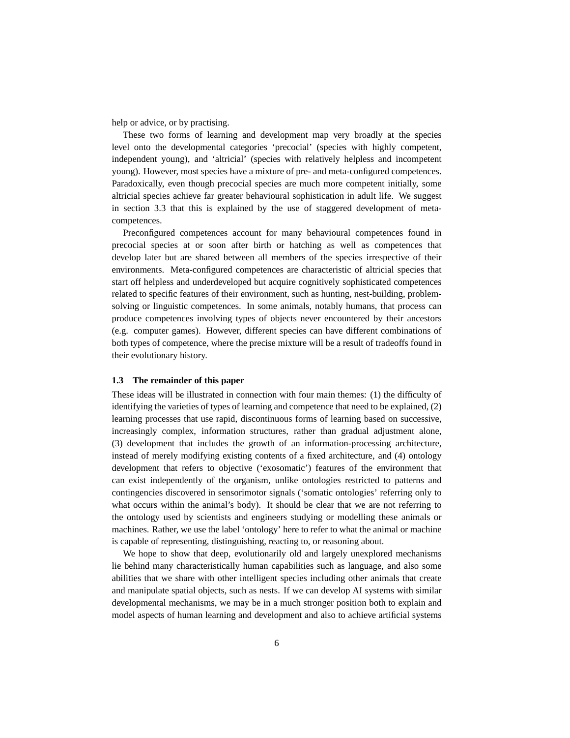help or advice, or by practising.

These two forms of learning and development map very broadly at the species level onto the developmental categories 'precocial' (species with highly competent, independent young), and 'altricial' (species with relatively helpless and incompetent young). However, most species have a mixture of pre- and meta-configured competences. Paradoxically, even though precocial species are much more competent initially, some altricial species achieve far greater behavioural sophistication in adult life. We suggest in section 3.3 that this is explained by the use of staggered development of meta-competences.

Preconfigured competences account for many behavioural competences found in precocial species at or soon after birth or hatching as well as competences that develop later but are shared between all members of the species irrespective of their environments. Meta-configured competences are characteristic of altricial species that start off helpless and underdeveloped but acquire cognitively sophisticated competences related to specific features of their environment, such as hunting, nest-building, problem-solving or linguistic competences. In some animals, notably humans, that process can produce competences involving types of objects never encountered by their ancestors (e.g. computer games). However, different species can have different combinations of both types of competence, where the precise mixture will be a result of tradeoffs found in their evolutionary history.

### 1.3 The remainder of this paper

These ideas will be illustrated in connection with four main themes: (1) the difficulty of identifying the varieties of types of learning and competence that need to be explained, (2) learning processes that use rapid, discontinuous forms of learning based on successive, increasingly complex, information structures, rather than gradual adjustment alone, (3) development that includes the growth of an information-processing architecture, instead of merely modifying existing contents of a fixed architecture, and (4) ontology development that refers to objective ('exosomatic') features of the environment that can exist independently of the organism, unlike ontologies restricted to patterns and contingencies discovered in sensorimotor signals ('somatic ontologies' referring only to what occurs within the animal's body). It should be clear that we are not referring to the ontology used by scientists and engineers studying or modelling these animals or machines. Rather, we use the label 'ontology' here to refer to what the animal or machine is capable of representing, distinguishing, reacting to, or reasoning about.

We hope to show that deep, evolutionarily old and largely unexplored mechanisms lie behind many characteristically human capabilities such as language, and also some abilities that we share with other intelligent species including other animals that create and manipulate spatial objects, such as nests. If we can develop AI systems with similar developmental mechanisms, we may be in a much stronger position both to explain and model aspects of human learning and development and also to achieve artificial systems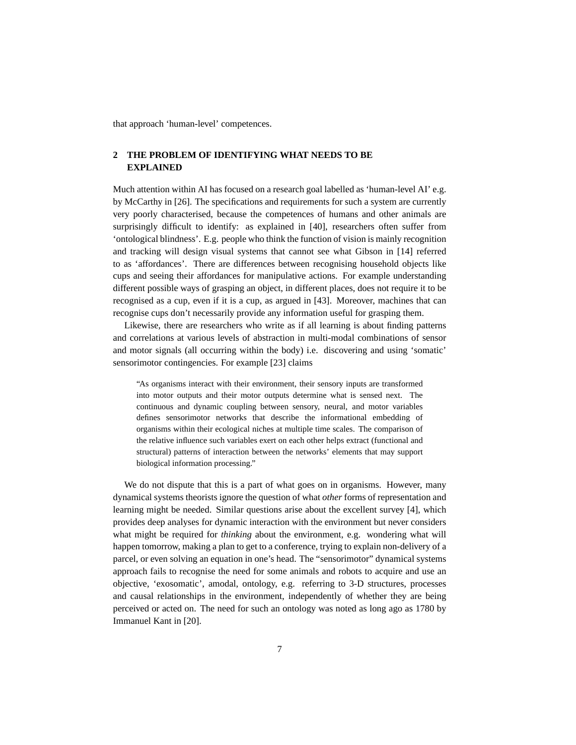that approach ‘human-level’ competences.

## 2 THE PROBLEM OF IDENTIFYING WHAT NEEDS TO BE EXPLAINED

Much attention within AI has focused on a research goal labelled as ‘human-level AI’ e.g. by McCarthy in [26]. The specifications and requirements for such a system are currently very poorly characterised, because the competences of humans and other animals are surprisingly difficult to identify: as explained in [40], researchers often suffer from ‘ontological blindness’. E.g. people who think the function of vision is mainly recognition and tracking will design visual systems that cannot see what Gibson in [14] referred to as ‘affordances’. There are differences between recognising household objects like cups and seeing their affordances for manipulative actions. For example understanding different possible ways of grasping an object, in different places, does not require it to be recognised as a cup, even if it is a cup, as argued in [43]. Moreover, machines that can recognise cups don’t necessarily provide any information useful for grasping them.

Likewise, there are researchers who write as if all learning is about finding patterns and correlations at various levels of abstraction in multi-modal combinations of sensor and motor signals (all occurring within the body) i.e. discovering and using ‘somatic’ sensorimotor contingencies. For example [23] claims

> “As organisms interact with their environment, their sensory inputs are transformed into motor outputs and their motor outputs determine what is sensed next. The continuous and dynamic coupling between sensory, neural, and motor variables defines sensorimotor networks that describe the informational embedding of organisms within their ecological niches at multiple time scales. The comparison of the relative influence such variables exert on each other helps extract (functional and structural) patterns of interaction between the networks’ elements that may support biological information processing.”

We do not dispute that this is a part of what goes on in organisms. However, many dynamical systems theorists ignore the question of what *other* forms of representation and learning might be needed. Similar questions arise about the excellent survey [4], which provides deep analyses for dynamic interaction with the environment but never considers what might be required for *thinking* about the environment, e.g. wondering what will happen tomorrow, making a plan to get to a conference, trying to explain non-delivery of a parcel, or even solving an equation in one’s head. The “sensorimotor” dynamical systems approach fails to recognise the need for some animals and robots to acquire and use an objective, ‘exosomatic’, amodal, ontology, e.g. referring to 3-D structures, processes and causal relationships in the environment, independently of whether they are being perceived or acted on. The need for such an ontology was noted as long ago as 1780 by Immanuel Kant in [20].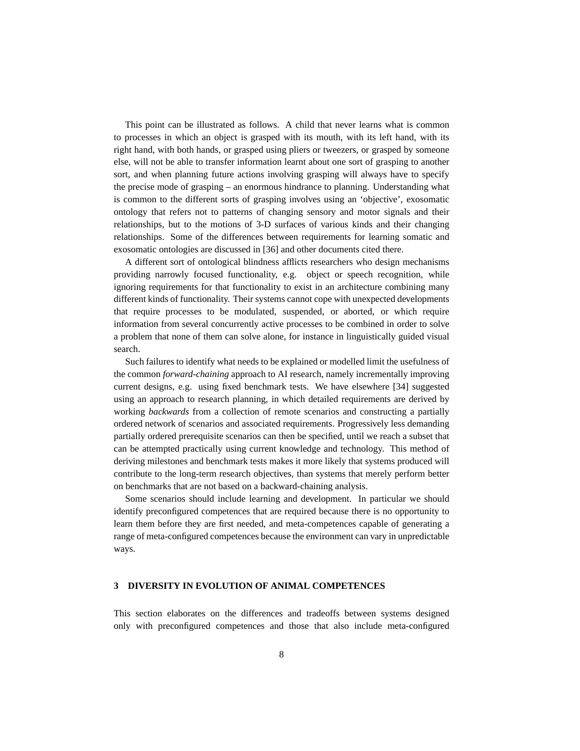This point can be illustrated as follows. A child that never learns what is common to processes in which an object is grasped with its mouth, with its left hand, with its right hand, with both hands, or grasped using pliers or tweezers, or grasped by someone else, will not be able to transfer information learnt about one sort of grasping to another sort, and when planning future actions involving grasping will always have to specify the precise mode of grasping – an enormous hindrance to planning. Understanding what is common to the different sorts of grasping involves using an 'objective', exosomatic ontology that refers not to patterns of changing sensory and motor signals and their relationships, but to the motions of 3-D surfaces of various kinds and their changing relationships. Some of the differences between requirements for learning somatic and exosomatic ontologies are discussed in [36] and other documents cited there.

A different sort of ontological blindness afflicts researchers who design mechanisms providing narrowly focused functionality, e.g. object or speech recognition, while ignoring requirements for that functionality to exist in an architecture combining many different kinds of functionality. Their systems cannot cope with unexpected developments that require processes to be modulated, suspended, or aborted, or which require information from several concurrently active processes to be combined in order to solve a problem that none of them can solve alone, for instance in linguistically guided visual search.

Such failures to identify what needs to be explained or modelled limit the usefulness of the common *forward-chaining* approach to AI research, namely incrementally improving current designs, e.g. using fixed benchmark tests. We have elsewhere [34] suggested using an approach to research planning, in which detailed requirements are derived by working *backwards* from a collection of remote scenarios and constructing a partially ordered network of scenarios and associated requirements. Progressively less demanding partially ordered prerequisite scenarios can then be specified, until we reach a subset that can be attempted practically using current knowledge and technology. This method of deriving milestones and benchmark tests makes it more likely that systems produced will contribute to the long-term research objectives, than systems that merely perform better on benchmarks that are not based on a backward-chaining analysis.

Some scenarios should include learning and development. In particular we should identify preconfigured competences that are required because there is no opportunity to learn them before they are first needed, and meta-competences capable of generating a range of meta-configured competences because the environment can vary in unpredictable ways.

## 3 DIVERSITY IN EVOLUTION OF ANIMAL COMPETENCES

This section elaborates on the differences and tradeoffs between systems designed only with preconfigured competences and those that also include meta-configured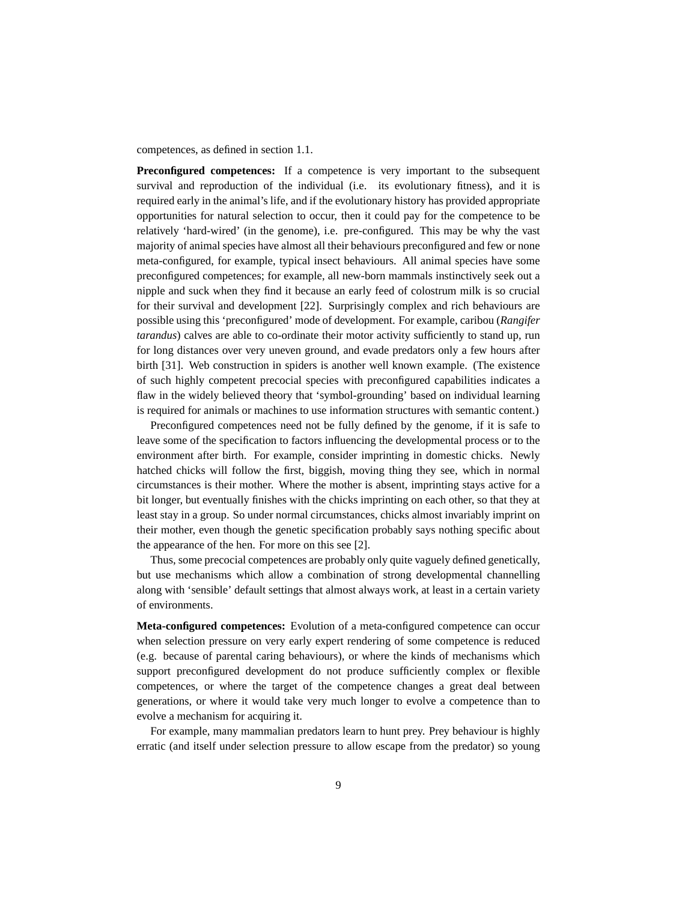competences, as defined in section 1.1.

**Preconfigured competences:** If a competence is very important to the subsequent survival and reproduction of the individual (i.e. its evolutionary fitness), and it is required early in the animal's life, and if the evolutionary history has provided appropriate opportunities for natural selection to occur, then it could pay for the competence to be relatively 'hard-wired' (in the genome), i.e. pre-configured. This may be why the vast majority of animal species have almost all their behaviours preconfigured and few or none meta-configured, for example, typical insect behaviours. All animal species have some preconfigured competences; for example, all new-born mammals instinctively seek out a nipple and suck when they find it because an early feed of colostrum milk is so crucial for their survival and development [22]. Surprisingly complex and rich behaviours are possible using this 'preconfigured' mode of development. For example, caribou (*Rangifer tarandus*) calves are able to co-ordinate their motor activity sufficiently to stand up, run for long distances over very uneven ground, and evade predators only a few hours after birth [31]. Web construction in spiders is another well known example. (The existence of such highly competent precocial species with preconfigured capabilities indicates a flaw in the widely believed theory that 'symbol-grounding' based on individual learning is required for animals or machines to use information structures with semantic content.)

Preconfigured competences need not be fully defined by the genome, if it is safe to leave some of the specification to factors influencing the developmental process or to the environment after birth. For example, consider imprinting in domestic chicks. Newly hatched chicks will follow the first, biggish, moving thing they see, which in normal circumstances is their mother. Where the mother is absent, imprinting stays active for a bit longer, but eventually finishes with the chicks imprinting on each other, so that they at least stay in a group. So under normal circumstances, chicks almost invariably imprint on their mother, even though the genetic specification probably says nothing specific about the appearance of the hen. For more on this see [2].

Thus, some precocial competences are probably only quite vaguely defined genetically, but use mechanisms which allow a combination of strong developmental channelling along with 'sensible' default settings that almost always work, at least in a certain variety of environments.

**Meta-configured competences:** Evolution of a meta-configured competence can occur when selection pressure on very early expert rendering of some competence is reduced (e.g. because of parental caring behaviours), or where the kinds of mechanisms which support preconfigured development do not produce sufficiently complex or flexible competences, or where the target of the competence changes a great deal between generations, or where it would take very much longer to evolve a competence than to evolve a mechanism for acquiring it.

For example, many mammalian predators learn to hunt prey. Prey behaviour is highly erratic (and itself under selection pressure to allow escape from the predator) so young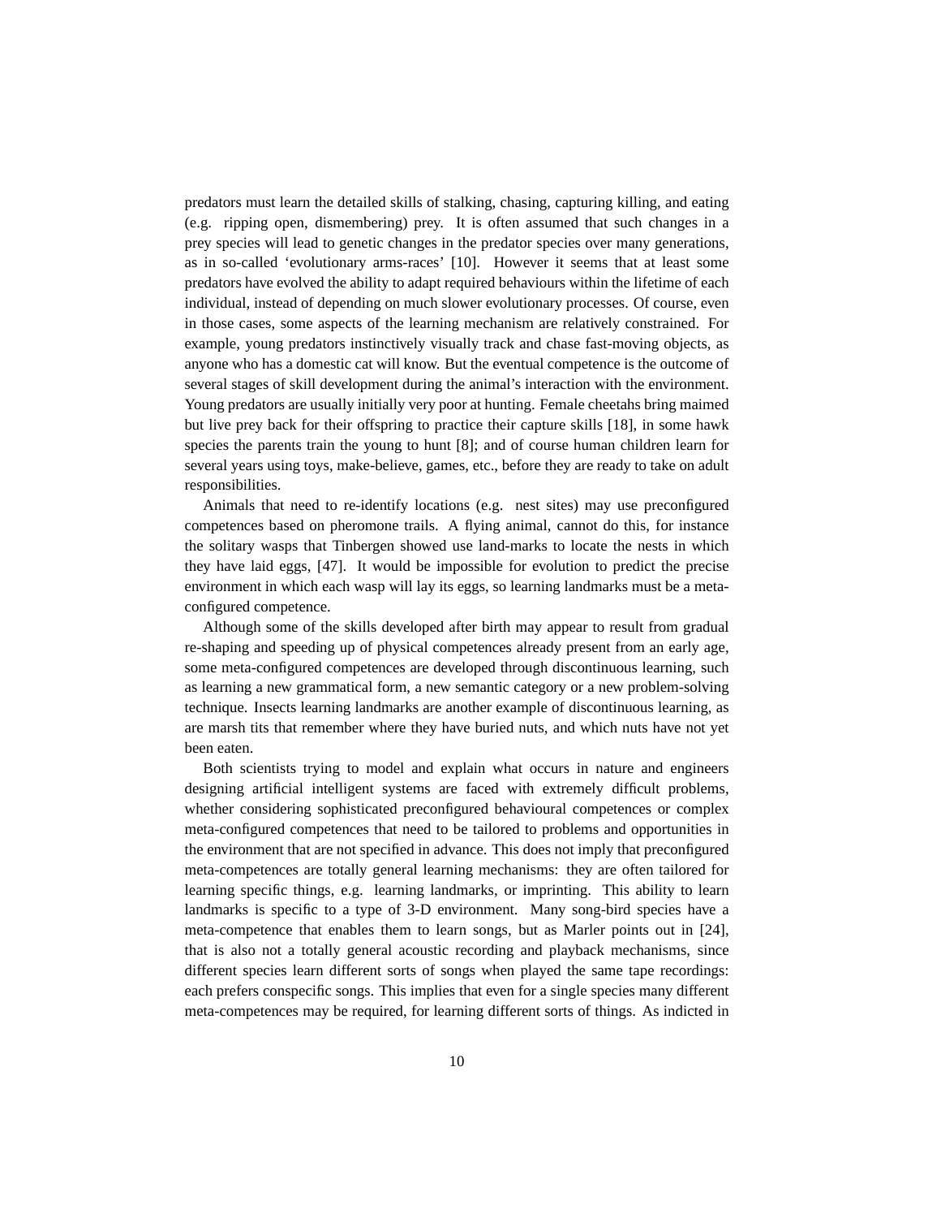predators must learn the detailed skills of stalking, chasing, capturing killing, and eating (e.g. ripping open, dismembering) prey. It is often assumed that such changes in a prey species will lead to genetic changes in the predator species over many generations, as in so-called 'evolutionary arms-races' [10]. However it seems that at least some predators have evolved the ability to adapt required behaviours within the lifetime of each individual, instead of depending on much slower evolutionary processes. Of course, even in those cases, some aspects of the learning mechanism are relatively constrained. For example, young predators instinctively visually track and chase fast-moving objects, as anyone who has a domestic cat will know. But the eventual competence is the outcome of several stages of skill development during the animal's interaction with the environment. Young predators are usually initially very poor at hunting. Female cheetahs bring maimed but live prey back for their offspring to practice their capture skills [18], in some hawk species the parents train the young to hunt [8]; and of course human children learn for several years using toys, make-believe, games, etc., before they are ready to take on adult responsibilities.

Animals that need to re-identify locations (e.g. nest sites) may use preconfigured competences based on pheromone trails. A flying animal, cannot do this, for instance the solitary wasps that Tinbergen showed use land-marks to locate the nests in which they have laid eggs, [47]. It would be impossible for evolution to predict the precise environment in which each wasp will lay its eggs, so learning landmarks must be a meta-configured competence.

Although some of the skills developed after birth may appear to result from gradual re-shaping and speeding up of physical competences already present from an early age, some meta-configured competences are developed through discontinuous learning, such as learning a new grammatical form, a new semantic category or a new problem-solving technique. Insects learning landmarks are another example of discontinuous learning, as are marsh tits that remember where they have buried nuts, and which nuts have not yet been eaten.

Both scientists trying to model and explain what occurs in nature and engineers designing artificial intelligent systems are faced with extremely difficult problems, whether considering sophisticated preconfigured behavioural competences or complex meta-configured competences that need to be tailored to problems and opportunities in the environment that are not specified in advance. This does not imply that preconfigured meta-competences are totally general learning mechanisms: they are often tailored for learning specific things, e.g. learning landmarks, or imprinting. This ability to learn landmarks is specific to a type of 3-D environment. Many song-bird species have a meta-competence that enables them to learn songs, but as Marler points out in [24], that is also not a totally general acoustic recording and playback mechanisms, since different species learn different sorts of songs when played the same tape recordings: each prefers conspecific songs. This implies that even for a single species many different meta-competences may be required, for learning different sorts of things. As indicted in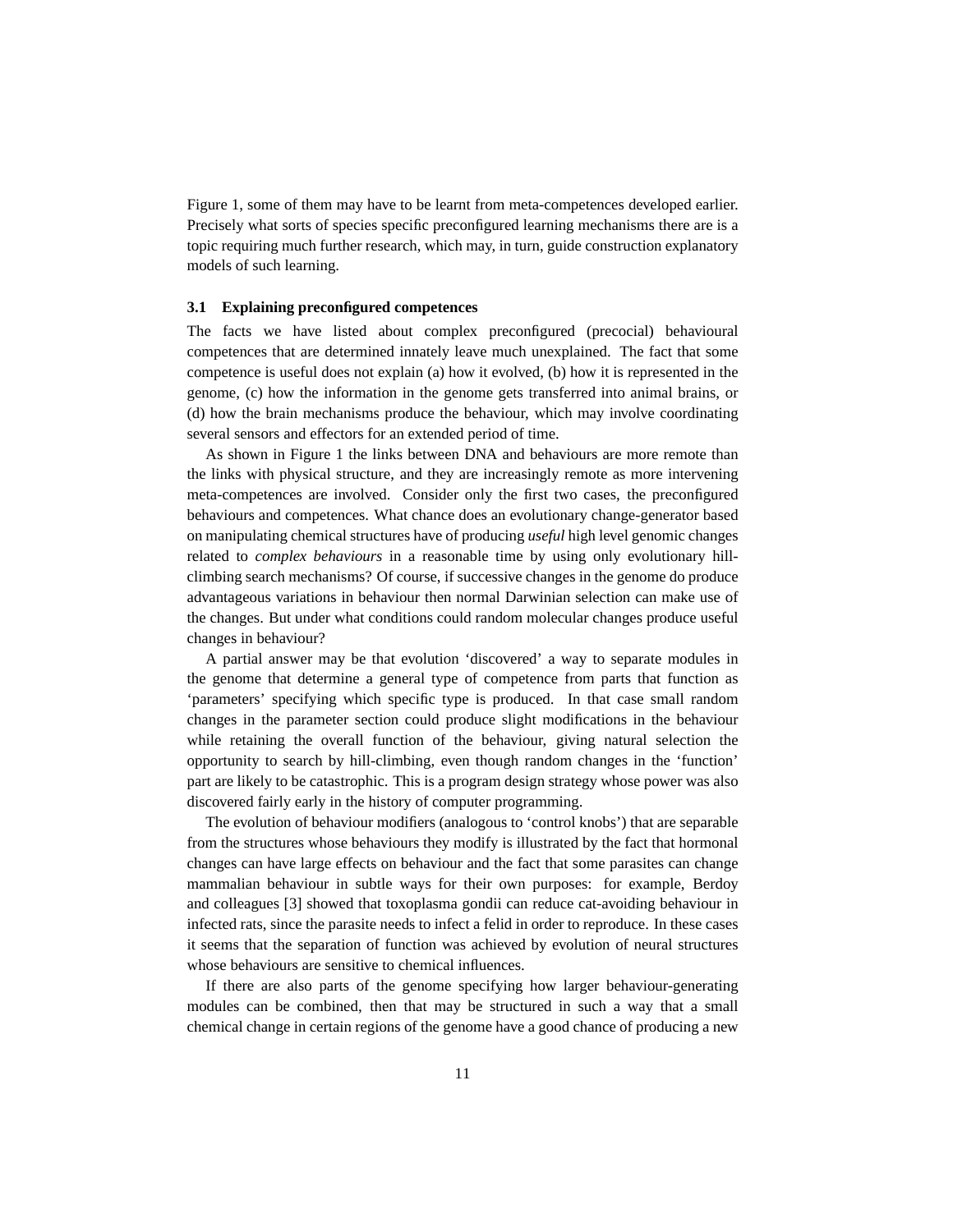Figure 1, some of them may have to be learnt from meta-competences developed earlier. Precisely what sorts of species specific preconfigured learning mechanisms there are is a topic requiring much further research, which may, in turn, guide construction explanatory models of such learning.

### 3.1 Explaining preconfigured competences

The facts we have listed about complex preconfigured (precocial) behavioural competences that are determined innately leave much unexplained. The fact that some competence is useful does not explain (a) how it evolved, (b) how it is represented in the genome, (c) how the information in the genome gets transferred into animal brains, or (d) how the brain mechanisms produce the behaviour, which may involve coordinating several sensors and effectors for an extended period of time.

As shown in Figure 1 the links between DNA and behaviours are more remote than the links with physical structure, and they are increasingly remote as more intervening meta-competences are involved. Consider only the first two cases, the preconfigured behaviours and competences. What chance does an evolutionary change-generator based on manipulating chemical structures have of producing *useful* high level genomic changes related to *complex behaviours* in a reasonable time by using only evolutionary hill-climbing search mechanisms? Of course, if successive changes in the genome do produce advantageous variations in behaviour then normal Darwinian selection can make use of the changes. But under what conditions could random molecular changes produce useful changes in behaviour?

A partial answer may be that evolution 'discovered' a way to separate modules in the genome that determine a general type of competence from parts that function as 'parameters' specifying which specific type is produced. In that case small random changes in the parameter section could produce slight modifications in the behaviour while retaining the overall function of the behaviour, giving natural selection the opportunity to search by hill-climbing, even though random changes in the 'function' part are likely to be catastrophic. This is a program design strategy whose power was also discovered fairly early in the history of computer programming.

The evolution of behaviour modifiers (analogous to 'control knobs') that are separable from the structures whose behaviours they modify is illustrated by the fact that hormonal changes can have large effects on behaviour and the fact that some parasites can change mammalian behaviour in subtle ways for their own purposes: for example, Berdoy and colleagues [3] showed that toxoplasma gondii can reduce cat-avoiding behaviour in infected rats, since the parasite needs to infect a felid in order to reproduce. In these cases it seems that the separation of function was achieved by evolution of neural structures whose behaviours are sensitive to chemical influences.

If there are also parts of the genome specifying how larger behaviour-generating modules can be combined, then that may be structured in such a way that a small chemical change in certain regions of the genome have a good chance of producing a new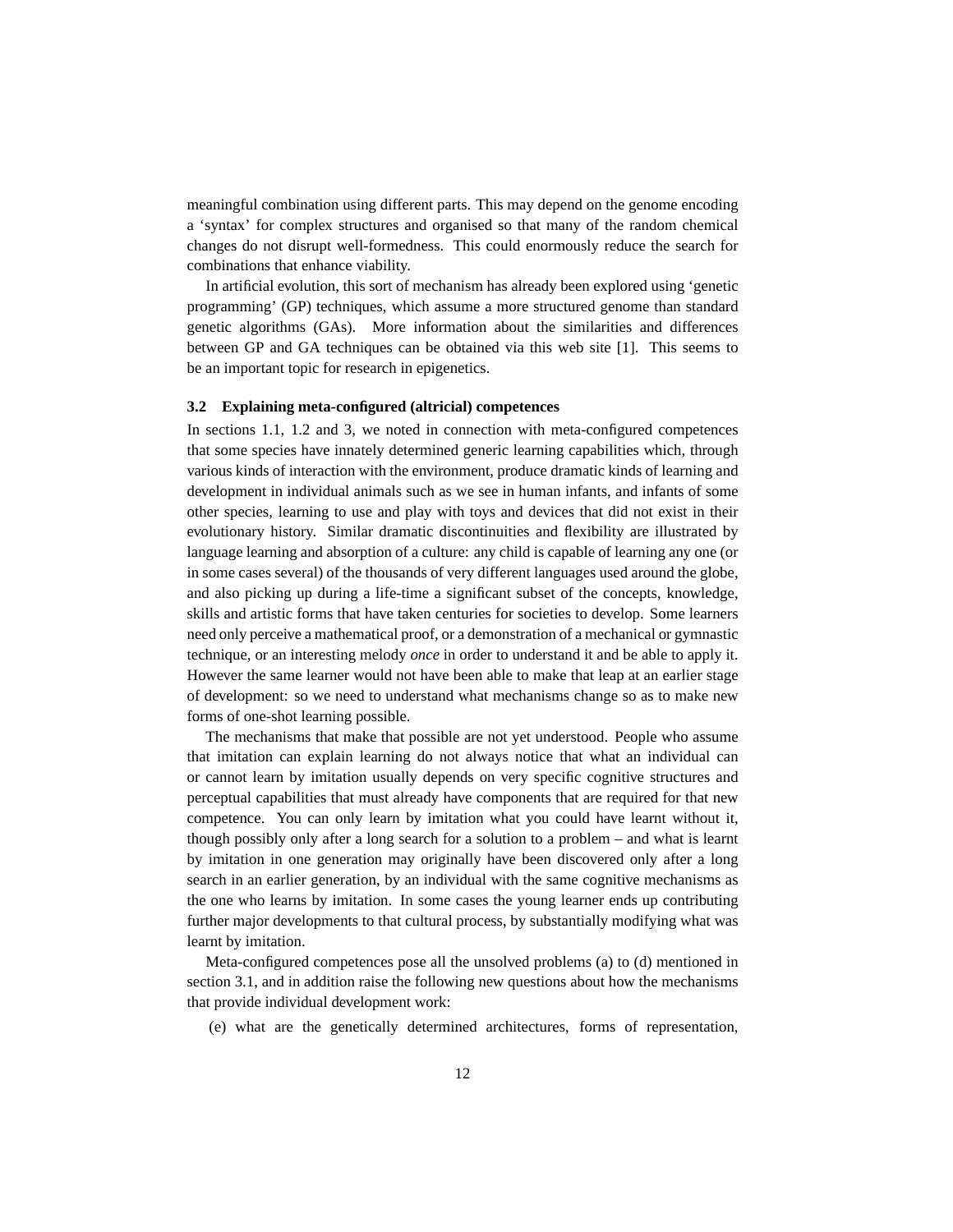meaningful combination using different parts. This may depend on the genome encoding a 'syntax' for complex structures and organised so that many of the random chemical changes do not disrupt well-formedness. This could enormously reduce the search for combinations that enhance viability.

In artificial evolution, this sort of mechanism has already been explored using 'genetic programming' (GP) techniques, which assume a more structured genome than standard genetic algorithms (GAs). More information about the similarities and differences between GP and GA techniques can be obtained via this web site [1]. This seems to be an important topic for research in epigenetics.

### 3.2 Explaining meta-configured (altricial) competences

In sections 1.1, 1.2 and 3, we noted in connection with meta-configured competences that some species have innately determined generic learning capabilities which, through various kinds of interaction with the environment, produce dramatic kinds of learning and development in individual animals such as we see in human infants, and infants of some other species, learning to use and play with toys and devices that did not exist in their evolutionary history. Similar dramatic discontinuities and flexibility are illustrated by language learning and absorption of a culture: any child is capable of learning any one (or in some cases several) of the thousands of very different languages used around the globe, and also picking up during a life-time a significant subset of the concepts, knowledge, skills and artistic forms that have taken centuries for societies to develop. Some learners need only perceive a mathematical proof, or a demonstration of a mechanical or gymnastic technique, or an interesting melody *once* in order to understand it and be able to apply it. However the same learner would not have been able to make that leap at an earlier stage of development: so we need to understand what mechanisms change so as to make new forms of one-shot learning possible.

The mechanisms that make that possible are not yet understood. People who assume that imitation can explain learning do not always notice that what an individual can or cannot learn by imitation usually depends on very specific cognitive structures and perceptual capabilities that must already have components that are required for that new competence. You can only learn by imitation what you could have learnt without it, though possibly only after a long search for a solution to a problem – and what is learnt by imitation in one generation may originally have been discovered only after a long search in an earlier generation, by an individual with the same cognitive mechanisms as the one who learns by imitation. In some cases the young learner ends up contributing further major developments to that cultural process, by substantially modifying what was learnt by imitation.

Meta-configured competences pose all the unsolved problems (a) to (d) mentioned in section 3.1, and in addition raise the following new questions about how the mechanisms that provide individual development work:

(e) what are the genetically determined architectures, forms of representation,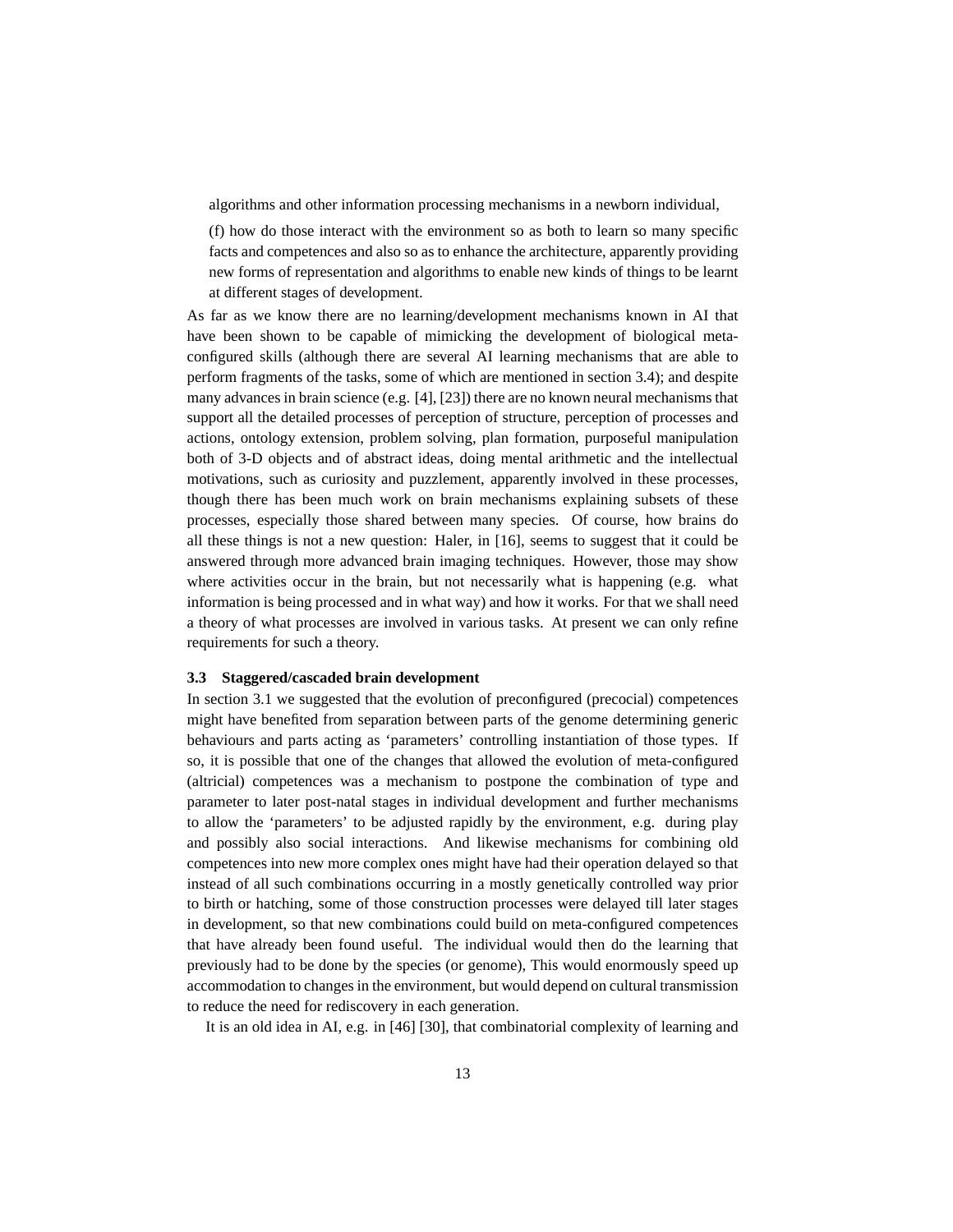algorithms and other information processing mechanisms in a newborn individual,

(f) how do those interact with the environment so as both to learn so many specific facts and competences and also so as to enhance the architecture, apparently providing new forms of representation and algorithms to enable new kinds of things to be learnt at different stages of development.

As far as we know there are no learning/development mechanisms known in AI that have been shown to be capable of mimicking the development of biological meta-configured skills (although there are several AI learning mechanisms that are able to perform fragments of the tasks, some of which are mentioned in section 3.4); and despite many advances in brain science (e.g. [4], [23]) there are no known neural mechanisms that support all the detailed processes of perception of structure, perception of processes and actions, ontology extension, problem solving, plan formation, purposeful manipulation both of 3-D objects and of abstract ideas, doing mental arithmetic and the intellectual motivations, such as curiosity and puzzlement, apparently involved in these processes, though there has been much work on brain mechanisms explaining subsets of these processes, especially those shared between many species. Of course, how brains do all these things is not a new question: Haler, in [16], seems to suggest that it could be answered through more advanced brain imaging techniques. However, those may show where activities occur in the brain, but not necessarily what is happening (e.g. what information is being processed and in what way) and how it works. For that we shall need a theory of what processes are involved in various tasks. At present we can only refine requirements for such a theory.

### 3.3 Staggered/cascaded brain development

In section 3.1 we suggested that the evolution of preconfigured (precocial) competences might have benefited from separation between parts of the genome determining generic behaviours and parts acting as 'parameters' controlling instantiation of those types. If so, it is possible that one of the changes that allowed the evolution of meta-configured (altricial) competences was a mechanism to postpone the combination of type and parameter to later post-natal stages in individual development and further mechanisms to allow the 'parameters' to be adjusted rapidly by the environment, e.g. during play and possibly also social interactions. And likewise mechanisms for combining old competences into new more complex ones might have had their operation delayed so that instead of all such combinations occurring in a mostly genetically controlled way prior to birth or hatching, some of those construction processes were delayed till later stages in development, so that new combinations could build on meta-configured competences that have already been found useful. The individual would then do the learning that previously had to be done by the species (or genome), This would enormously speed up accommodation to changes in the environment, but would depend on cultural transmission to reduce the need for rediscovery in each generation.

It is an old idea in AI, e.g. in [46] [30], that combinatorial complexity of learning and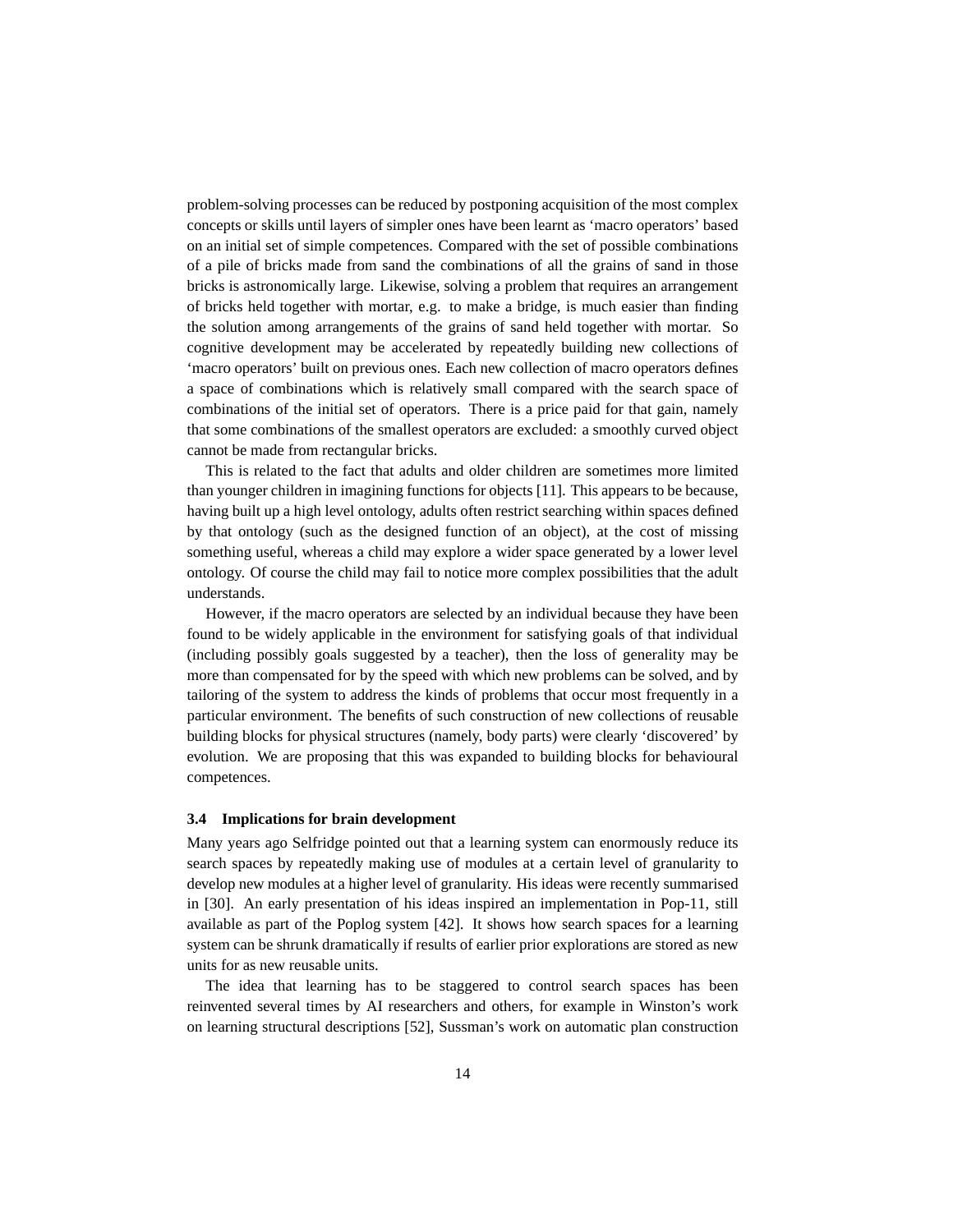problem-solving processes can be reduced by postponing acquisition of the most complex concepts or skills until layers of simpler ones have been learnt as 'macro operators' based on an initial set of simple competences. Compared with the set of possible combinations of a pile of bricks made from sand the combinations of all the grains of sand in those bricks is astronomically large. Likewise, solving a problem that requires an arrangement of bricks held together with mortar, e.g. to make a bridge, is much easier than finding the solution among arrangements of the grains of sand held together with mortar. So cognitive development may be accelerated by repeatedly building new collections of 'macro operators' built on previous ones. Each new collection of macro operators defines a space of combinations which is relatively small compared with the search space of combinations of the initial set of operators. There is a price paid for that gain, namely that some combinations of the smallest operators are excluded: a smoothly curved object cannot be made from rectangular bricks.

This is related to the fact that adults and older children are sometimes more limited than younger children in imagining functions for objects [11]. This appears to be because, having built up a high level ontology, adults often restrict searching within spaces defined by that ontology (such as the designed function of an object), at the cost of missing something useful, whereas a child may explore a wider space generated by a lower level ontology. Of course the child may fail to notice more complex possibilities that the adult understands.

However, if the macro operators are selected by an individual because they have been found to be widely applicable in the environment for satisfying goals of that individual (including possibly goals suggested by a teacher), then the loss of generality may be more than compensated for by the speed with which new problems can be solved, and by tailoring of the system to address the kinds of problems that occur most frequently in a particular environment. The benefits of such construction of new collections of reusable building blocks for physical structures (namely, body parts) were clearly 'discovered' by evolution. We are proposing that this was expanded to building blocks for behavioural competences.

### 3.4 Implications for brain development

Many years ago Selfridge pointed out that a learning system can enormously reduce its search spaces by repeatedly making use of modules at a certain level of granularity to develop new modules at a higher level of granularity. His ideas were recently summarised in [30]. An early presentation of his ideas inspired an implementation in Pop-11, still available as part of the Poplog system [42]. It shows how search spaces for a learning system can be shrunk dramatically if results of earlier prior explorations are stored as new units for as new reusable units.

The idea that learning has to be staggered to control search spaces has been reinvented several times by AI researchers and others, for example in Winston's work on learning structural descriptions [52], Sussman's work on automatic plan construction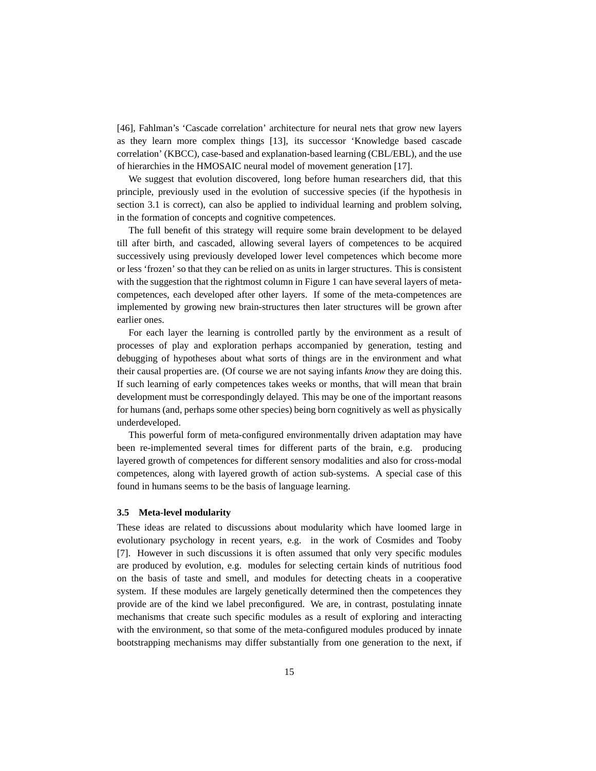[46], Fahlman's 'Cascade correlation' architecture for neural nets that grow new layers as they learn more complex things [13], its successor 'Knowledge based cascade correlation' (KBCC), case-based and explanation-based learning (CBL/EBL), and the use of hierarchies in the HMOSAIC neural model of movement generation [17].

We suggest that evolution discovered, long before human researchers did, that this principle, previously used in the evolution of successive species (if the hypothesis in section 3.1 is correct), can also be applied to individual learning and problem solving, in the formation of concepts and cognitive competences.

The full benefit of this strategy will require some brain development to be delayed till after birth, and cascaded, allowing several layers of competences to be acquired successively using previously developed lower level competences which become more or less 'frozen' so that they can be relied on as units in larger structures. This is consistent with the suggestion that the rightmost column in Figure 1 can have several layers of meta-competences, each developed after other layers. If some of the meta-competences are implemented by growing new brain-structures then later structures will be grown after earlier ones.

For each layer the learning is controlled partly by the environment as a result of processes of play and exploration perhaps accompanied by generation, testing and debugging of hypotheses about what sorts of things are in the environment and what their causal properties are. (Of course we are not saying infants *know* they are doing this. If such learning of early competences takes weeks or months, that will mean that brain development must be correspondingly delayed. This may be one of the important reasons for humans (and, perhaps some other species) being born cognitively as well as physically underdeveloped.

This powerful form of meta-configured environmentally driven adaptation may have been re-implemented several times for different parts of the brain, e.g. producing layered growth of competences for different sensory modalities and also for cross-modal competences, along with layered growth of action sub-systems. A special case of this found in humans seems to be the basis of language learning.

### 3.5 Meta-level modularity

These ideas are related to discussions about modularity which have loomed large in evolutionary psychology in recent years, e.g. in the work of Cosmides and Tooby [7]. However in such discussions it is often assumed that only very specific modules are produced by evolution, e.g. modules for selecting certain kinds of nutritious food on the basis of taste and smell, and modules for detecting cheats in a cooperative system. If these modules are largely genetically determined then the competences they provide are of the kind we label preconfigured. We are, in contrast, postulating innate mechanisms that create such specific modules as a result of exploring and interacting with the environment, so that some of the meta-configured modules produced by innate bootstrapping mechanisms may differ substantially from one generation to the next, if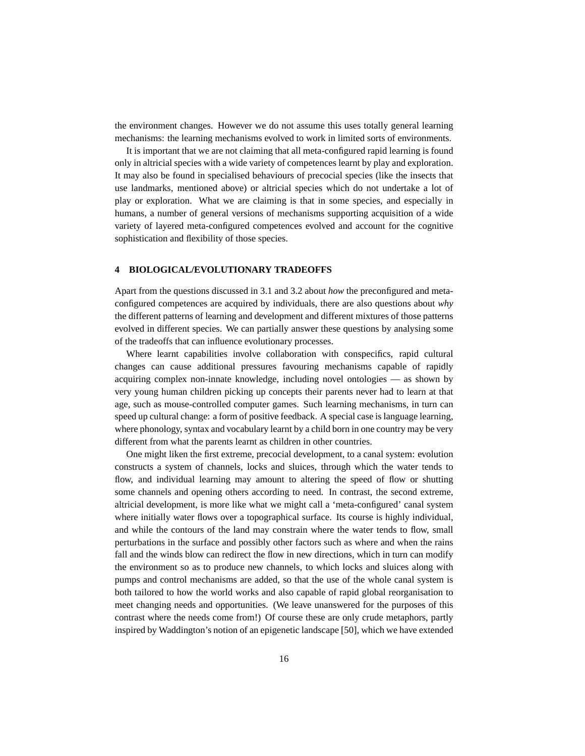the environment changes. However we do not assume this uses totally general learning mechanisms: the learning mechanisms evolved to work in limited sorts of environments.

It is important that we are not claiming that all meta-configured rapid learning is found only in altricial species with a wide variety of competences learnt by play and exploration. It may also be found in specialised behaviours of precocial species (like the insects that use landmarks, mentioned above) or altricial species which do not undertake a lot of play or exploration. What we are claiming is that in some species, and especially in humans, a number of general versions of mechanisms supporting acquisition of a wide variety of layered meta-configured competences evolved and account for the cognitive sophistication and flexibility of those species.

## 4 BIOLOGICAL/EVOLUTIONARY TRADEOFFS

Apart from the questions discussed in 3.1 and 3.2 about *how* the preconfigured and meta-configured competences are acquired by individuals, there are also questions about *why* the different patterns of learning and development and different mixtures of those patterns evolved in different species. We can partially answer these questions by analysing some of the tradeoffs that can influence evolutionary processes.

Where learnt capabilities involve collaboration with conspecifics, rapid cultural changes can cause additional pressures favouring mechanisms capable of rapidly acquiring complex non-innate knowledge, including novel ontologies — as shown by very young human children picking up concepts their parents never had to learn at that age, such as mouse-controlled computer games. Such learning mechanisms, in turn can speed up cultural change: a form of positive feedback. A special case is language learning, where phonology, syntax and vocabulary learnt by a child born in one country may be very different from what the parents learnt as children in other countries.

One might liken the first extreme, precocial development, to a canal system: evolution constructs a system of channels, locks and sluices, through which the water tends to flow, and individual learning may amount to altering the speed of flow or shutting some channels and opening others according to need. In contrast, the second extreme, altricial development, is more like what we might call a 'meta-configured' canal system where initially water flows over a topographical surface. Its course is highly individual, and while the contours of the land may constrain where the water tends to flow, small perturbations in the surface and possibly other factors such as where and when the rains fall and the winds blow can redirect the flow in new directions, which in turn can modify the environment so as to produce new channels, to which locks and sluices along with pumps and control mechanisms are added, so that the use of the whole canal system is both tailored to how the world works and also capable of rapid global reorganisation to meet changing needs and opportunities. (We leave unanswered for the purposes of this contrast where the needs come from!) Of course these are only crude metaphors, partly inspired by Waddington's notion of an epigenetic landscape [50], which we have extended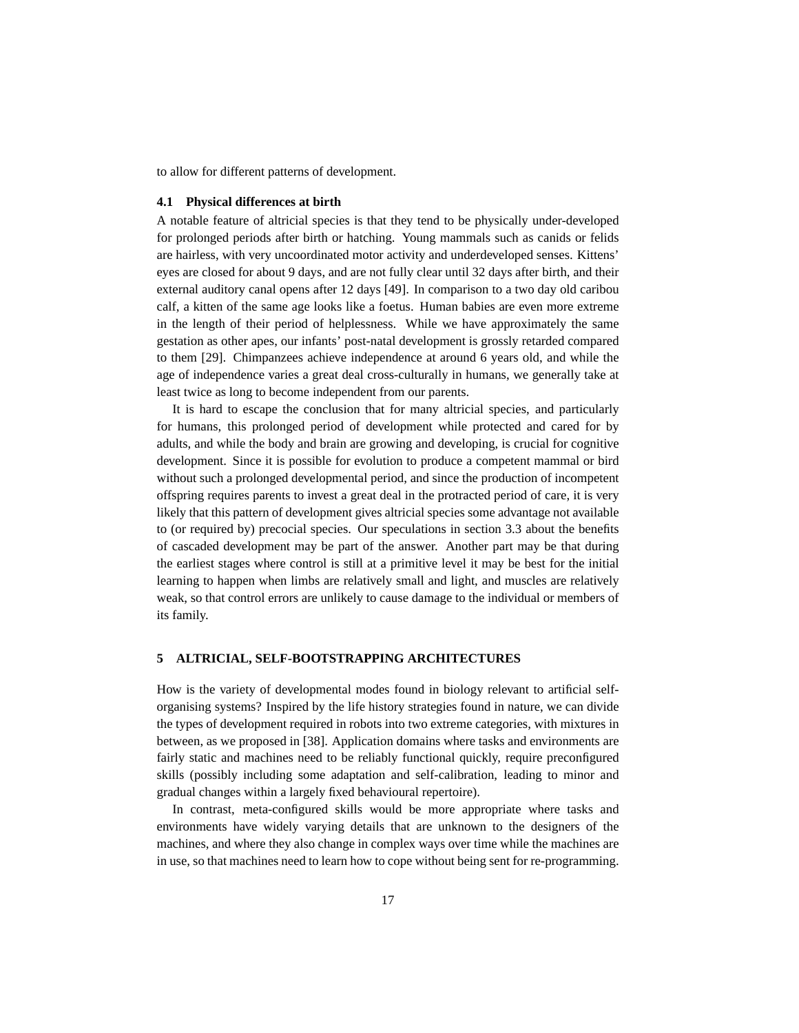to allow for different patterns of development.

### 4.1 Physical differences at birth

A notable feature of altricial species is that they tend to be physically under-developed for prolonged periods after birth or hatching. Young mammals such as canids or felids are hairless, with very uncoordinated motor activity and underdeveloped senses. Kittens' eyes are closed for about 9 days, and are not fully clear until 32 days after birth, and their external auditory canal opens after 12 days [49]. In comparison to a two day old caribou calf, a kitten of the same age looks like a foetus. Human babies are even more extreme in the length of their period of helplessness. While we have approximately the same gestation as other apes, our infants' post-natal development is grossly retarded compared to them [29]. Chimpanzees achieve independence at around 6 years old, and while the age of independence varies a great deal cross-culturally in humans, we generally take at least twice as long to become independent from our parents.

It is hard to escape the conclusion that for many altricial species, and particularly for humans, this prolonged period of development while protected and cared for by adults, and while the body and brain are growing and developing, is crucial for cognitive development. Since it is possible for evolution to produce a competent mammal or bird without such a prolonged developmental period, and since the production of incompetent offspring requires parents to invest a great deal in the protracted period of care, it is very likely that this pattern of development gives altricial species some advantage not available to (or required by) precocial species. Our speculations in section 3.3 about the benefits of cascaded development may be part of the answer. Another part may be that during the earliest stages where control is still at a primitive level it may be best for the initial learning to happen when limbs are relatively small and light, and muscles are relatively weak, so that control errors are unlikely to cause damage to the individual or members of its family.

## 5 ALTRICIAL, SELF-BOOTSTRAPPING ARCHITECTURES

How is the variety of developmental modes found in biology relevant to artificial self-organising systems? Inspired by the life history strategies found in nature, we can divide the types of development required in robots into two extreme categories, with mixtures in between, as we proposed in [38]. Application domains where tasks and environments are fairly static and machines need to be reliably functional quickly, require preconfigured skills (possibly including some adaptation and self-calibration, leading to minor and gradual changes within a largely fixed behavioural repertoire).

In contrast, meta-configured skills would be more appropriate where tasks and environments have widely varying details that are unknown to the designers of the machines, and where they also change in complex ways over time while the machines are in use, so that machines need to learn how to cope without being sent for re-programming.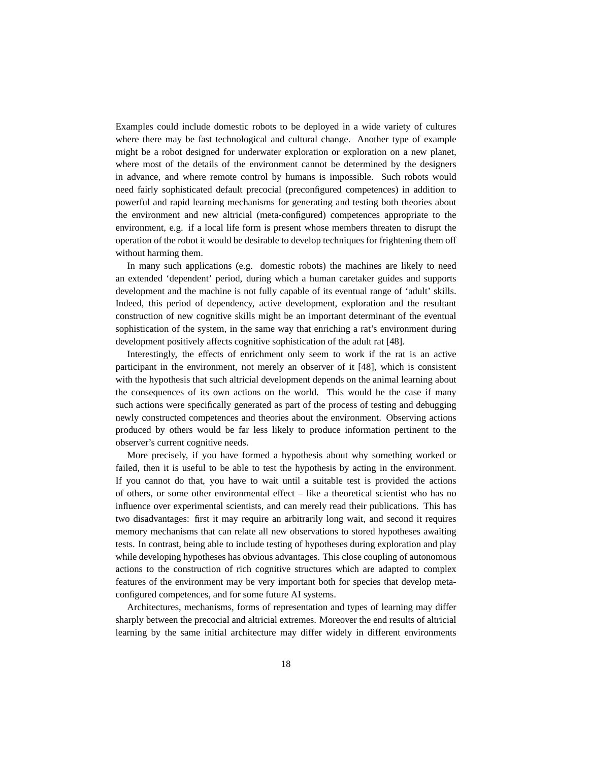Examples could include domestic robots to be deployed in a wide variety of cultures where there may be fast technological and cultural change. Another type of example might be a robot designed for underwater exploration or exploration on a new planet, where most of the details of the environment cannot be determined by the designers in advance, and where remote control by humans is impossible. Such robots would need fairly sophisticated default precocial (preconfigured competences) in addition to powerful and rapid learning mechanisms for generating and testing both theories about the environment and new altricial (meta-configured) competences appropriate to the environment, e.g. if a local life form is present whose members threaten to disrupt the operation of the robot it would be desirable to develop techniques for frightening them off without harming them.

In many such applications (e.g. domestic robots) the machines are likely to need an extended 'dependent' period, during which a human caretaker guides and supports development and the machine is not fully capable of its eventual range of 'adult' skills. Indeed, this period of dependency, active development, exploration and the resultant construction of new cognitive skills might be an important determinant of the eventual sophistication of the system, in the same way that enriching a rat's environment during development positively affects cognitive sophistication of the adult rat [48].

Interestingly, the effects of enrichment only seem to work if the rat is an active participant in the environment, not merely an observer of it [48], which is consistent with the hypothesis that such altricial development depends on the animal learning about the consequences of its own actions on the world. This would be the case if many such actions were specifically generated as part of the process of testing and debugging newly constructed competences and theories about the environment. Observing actions produced by others would be far less likely to produce information pertinent to the observer's current cognitive needs.

More precisely, if you have formed a hypothesis about why something worked or failed, then it is useful to be able to test the hypothesis by acting in the environment. If you cannot do that, you have to wait until a suitable test is provided the actions of others, or some other environmental effect – like a theoretical scientist who has no influence over experimental scientists, and can merely read their publications. This has two disadvantages: first it may require an arbitrarily long wait, and second it requires memory mechanisms that can relate all new observations to stored hypotheses awaiting tests. In contrast, being able to include testing of hypotheses during exploration and play while developing hypotheses has obvious advantages. This close coupling of autonomous actions to the construction of rich cognitive structures which are adapted to complex features of the environment may be very important both for species that develop meta-configured competences, and for some future AI systems.

Architectures, mechanisms, forms of representation and types of learning may differ sharply between the precocial and altricial extremes. Moreover the end results of altricial learning by the same initial architecture may differ widely in different environments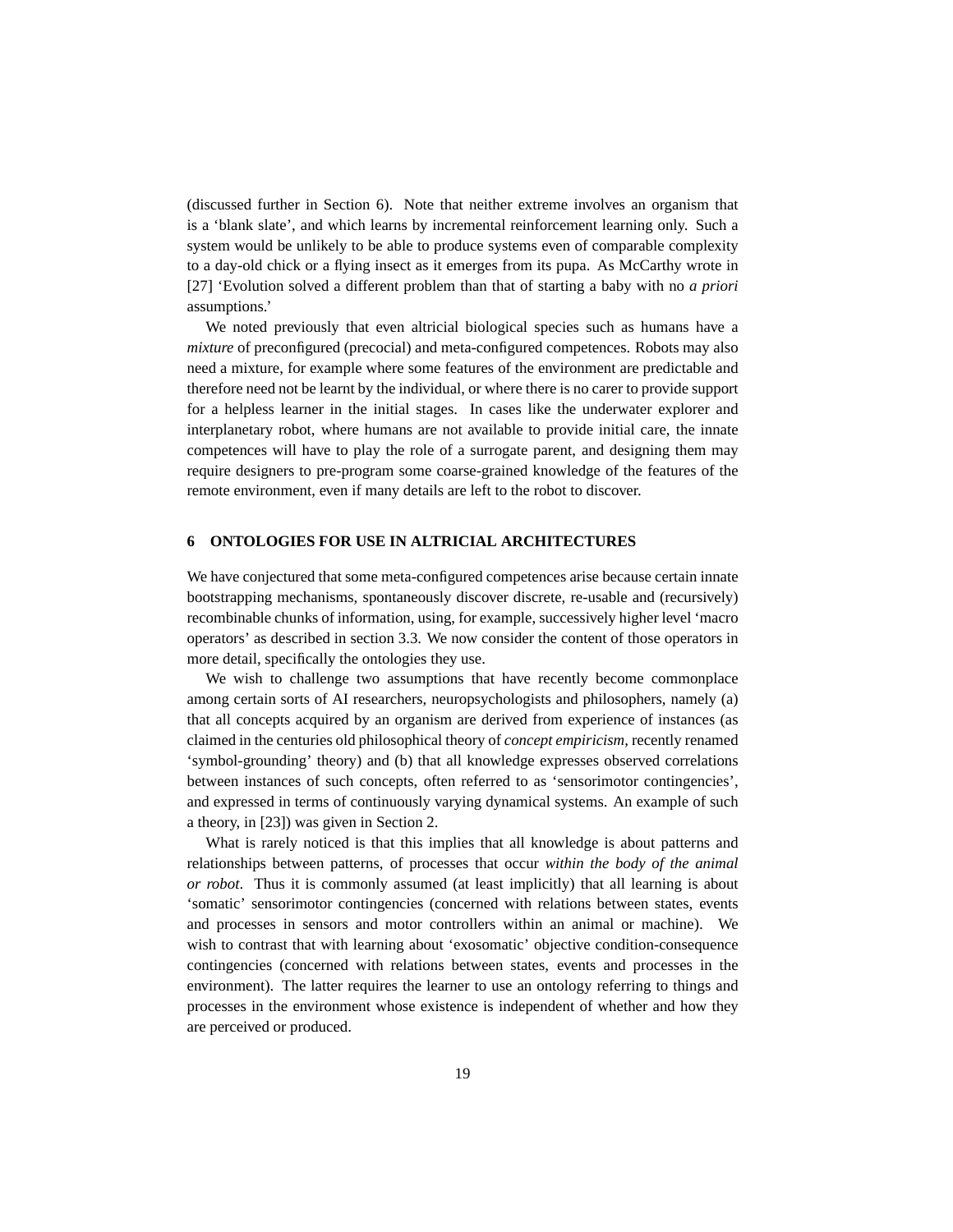(discussed further in Section 6). Note that neither extreme involves an organism that is a 'blank slate', and which learns by incremental reinforcement learning only. Such a system would be unlikely to be able to produce systems even of comparable complexity to a day-old chick or a flying insect as it emerges from its pupa. As McCarthy wrote in [27] 'Evolution solved a different problem than that of starting a baby with no *a priori* assumptions.'

We noted previously that even altricial biological species such as humans have a *mixture* of preconfigured (precocial) and meta-configured competences. Robots may also need a mixture, for example where some features of the environment are predictable and therefore need not be learnt by the individual, or where there is no carer to provide support for a helpless learner in the initial stages. In cases like the underwater explorer and interplanetary robot, where humans are not available to provide initial care, the innate competences will have to play the role of a surrogate parent, and designing them may require designers to pre-program some coarse-grained knowledge of the features of the remote environment, even if many details are left to the robot to discover.

## 6 ONTOLOGIES FOR USE IN ALTRICIAL ARCHITECTURES

We have conjectured that some meta-configured competences arise because certain innate bootstrapping mechanisms, spontaneously discover discrete, re-usable and (recursively) recombinable chunks of information, using, for example, successively higher level 'macro operators' as described in section 3.3. We now consider the content of those operators in more detail, specifically the ontologies they use.

We wish to challenge two assumptions that have recently become commonplace among certain sorts of AI researchers, neuropsychologists and philosophers, namely (a) that all concepts acquired by an organism are derived from experience of instances (as claimed in the centuries old philosophical theory of *concept empiricism*, recently renamed 'symbol-grounding' theory) and (b) that all knowledge expresses observed correlations between instances of such concepts, often referred to as 'sensorimotor contingencies', and expressed in terms of continuously varying dynamical systems. An example of such a theory, in [23]) was given in Section 2.

What is rarely noticed is that this implies that all knowledge is about patterns and relationships between patterns, of processes that occur *within the body of the animal or robot*. Thus it is commonly assumed (at least implicitly) that all learning is about 'somatic' sensorimotor contingencies (concerned with relations between states, events and processes in sensors and motor controllers within an animal or machine). We wish to contrast that with learning about 'exosomatic' objective condition-consequence contingencies (concerned with relations between states, events and processes in the environment). The latter requires the learner to use an ontology referring to things and processes in the environment whose existence is independent of whether and how they are perceived or produced.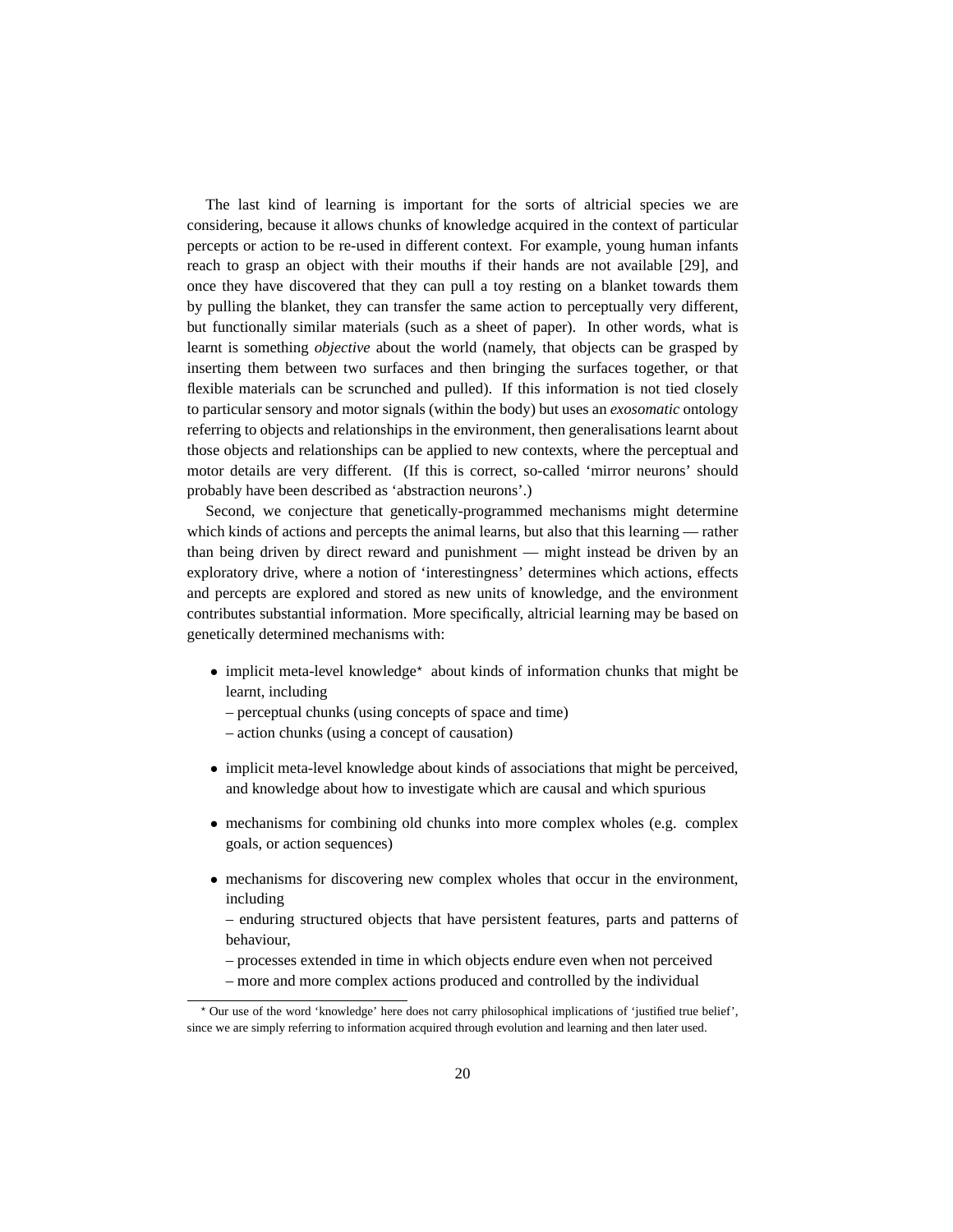The last kind of learning is important for the sorts of altricial species we are considering, because it allows chunks of knowledge acquired in the context of particular percepts or action to be re-used in different context. For example, young human infants reach to grasp an object with their mouths if their hands are not available [29], and once they have discovered that they can pull a toy resting on a blanket towards them by pulling the blanket, they can transfer the same action to perceptually very different, but functionally similar materials (such as a sheet of paper). In other words, what is learnt is something *objective* about the world (namely, that objects can be grasped by inserting them between two surfaces and then bringing the surfaces together, or that flexible materials can be scrunched and pulled). If this information is not tied closely to particular sensory and motor signals (within the body) but uses an *exosomatic* ontology referring to objects and relationships in the environment, then generalisations learnt about those objects and relationships can be applied to new contexts, where the perceptual and motor details are very different. (If this is correct, so-called 'mirror neurons' should probably have been described as 'abstraction neurons'.)

Second, we conjecture that genetically-programmed mechanisms might determine which kinds of actions and percepts the animal learns, but also that this learning — rather than being driven by direct reward and punishment — might instead be driven by an exploratory drive, where a notion of 'interestingness' determines which actions, effects and percepts are explored and stored as new units of knowledge, and the environment contributes substantial information. More specifically, altricial learning may be based on genetically determined mechanisms with:

- implicit meta-level knowledge⋆ about kinds of information chunks that might be learnt, including
  – perceptual chunks (using concepts of space and time)
  – action chunks (using a concept of causation)
- implicit meta-level knowledge about kinds of associations that might be perceived, and knowledge about how to investigate which are causal and which spurious
- mechanisms for combining old chunks into more complex wholes (e.g. complex goals, or action sequences)
- mechanisms for discovering new complex wholes that occur in the environment, including
  – enduring structured objects that have persistent features, parts and patterns of behaviour,
  – processes extended in time in which objects endure even when not perceived
  – more and more complex actions produced and controlled by the individual

⋆ Our use of the word 'knowledge' here does not carry philosophical implications of 'justified true belief', since we are simply referring to information acquired through evolution and learning and then later used.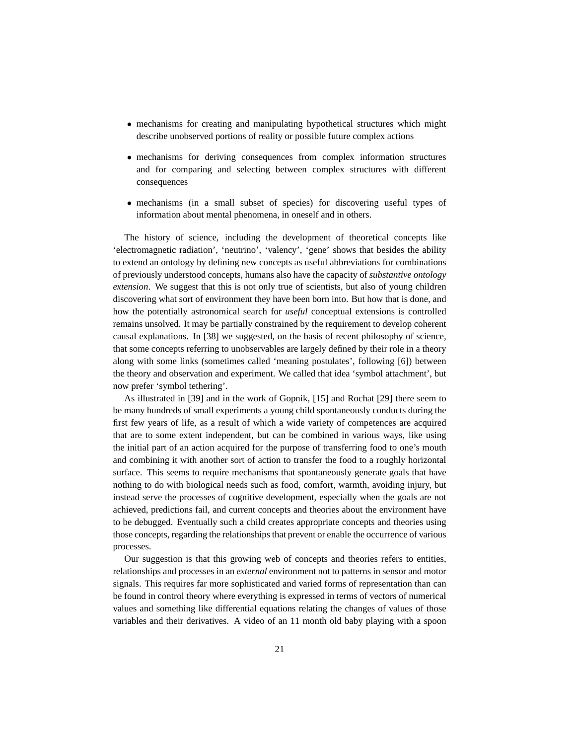- mechanisms for creating and manipulating hypothetical structures which might describe unobserved portions of reality or possible future complex actions
- mechanisms for deriving consequences from complex information structures and for comparing and selecting between complex structures with different consequences
- mechanisms (in a small subset of species) for discovering useful types of information about mental phenomena, in oneself and in others.

The history of science, including the development of theoretical concepts like 'electromagnetic radiation', 'neutrino', 'valency', 'gene' shows that besides the ability to extend an ontology by defining new concepts as useful abbreviations for combinations of previously understood concepts, humans also have the capacity of *substantive ontology extension*. We suggest that this is not only true of scientists, but also of young children discovering what sort of environment they have been born into. But how that is done, and how the potentially astronomical search for *useful* conceptual extensions is controlled remains unsolved. It may be partially constrained by the requirement to develop coherent causal explanations. In [38] we suggested, on the basis of recent philosophy of science, that some concepts referring to unobservables are largely defined by their role in a theory along with some links (sometimes called 'meaning postulates', following [6]) between the theory and observation and experiment. We called that idea 'symbol attachment', but now prefer 'symbol tethering'.

As illustrated in [39] and in the work of Gopnik, [15] and Rochat [29] there seem to be many hundreds of small experiments a young child spontaneously conducts during the first few years of life, as a result of which a wide variety of competences are acquired that are to some extent independent, but can be combined in various ways, like using the initial part of an action acquired for the purpose of transferring food to one's mouth and combining it with another sort of action to transfer the food to a roughly horizontal surface. This seems to require mechanisms that spontaneously generate goals that have nothing to do with biological needs such as food, comfort, warmth, avoiding injury, but instead serve the processes of cognitive development, especially when the goals are not achieved, predictions fail, and current concepts and theories about the environment have to be debugged. Eventually such a child creates appropriate concepts and theories using those concepts, regarding the relationships that prevent or enable the occurrence of various processes.

Our suggestion is that this growing web of concepts and theories refers to entities, relationships and processes in an *external* environment not to patterns in sensor and motor signals. This requires far more sophisticated and varied forms of representation than can be found in control theory where everything is expressed in terms of vectors of numerical values and something like differential equations relating the changes of values of those variables and their derivatives. A video of an 11 month old baby playing with a spoon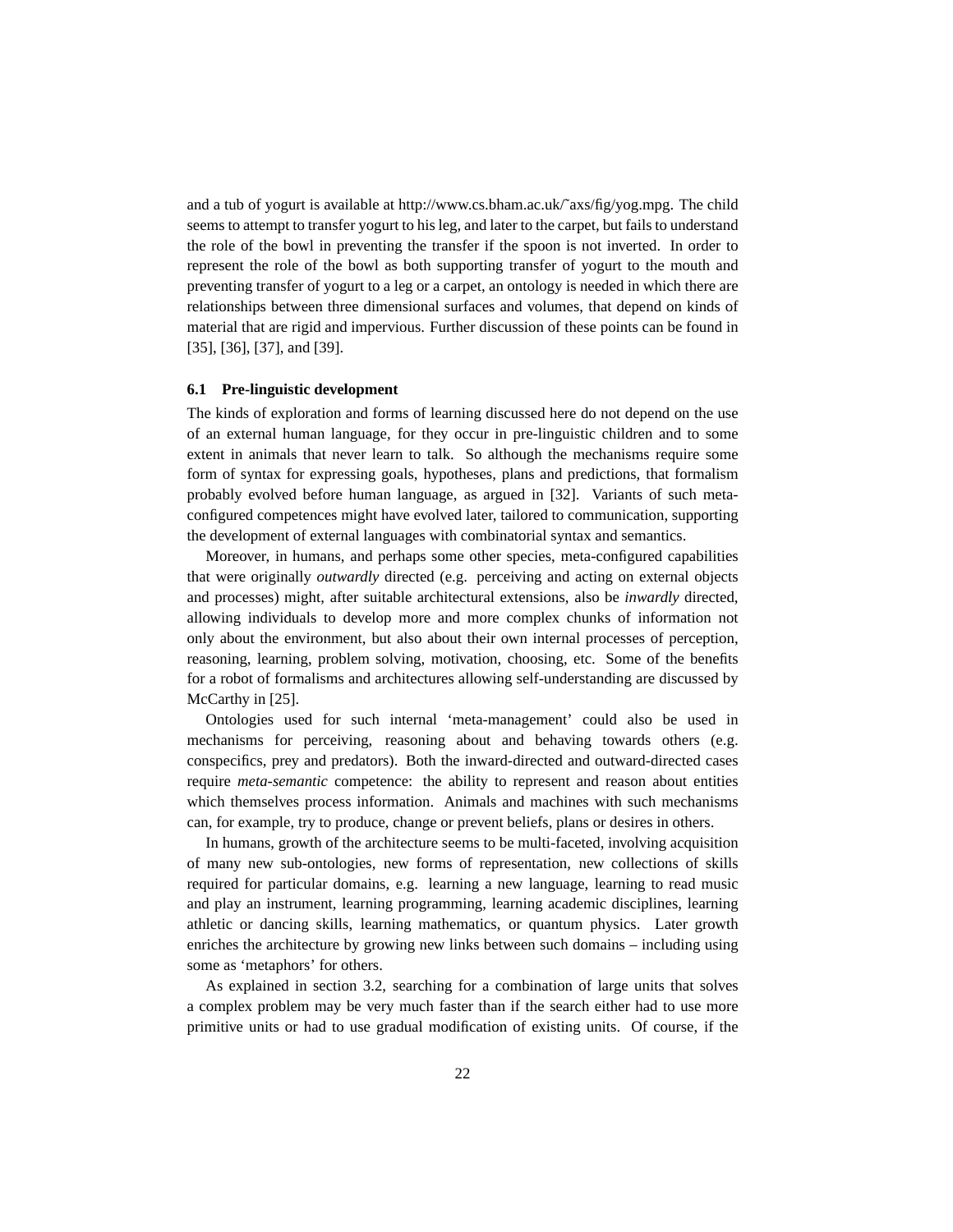and a tub of yogurt is available at http://www.cs.bham.ac.uk/˜axs/fig/yog.mpg. The child seems to attempt to transfer yogurt to his leg, and later to the carpet, but fails to understand the role of the bowl in preventing the transfer if the spoon is not inverted. In order to represent the role of the bowl as both supporting transfer of yogurt to the mouth and preventing transfer of yogurt to a leg or a carpet, an ontology is needed in which there are relationships between three dimensional surfaces and volumes, that depend on kinds of material that are rigid and impervious. Further discussion of these points can be found in [35], [36], [37], and [39].

### 6.1 Pre-linguistic development

The kinds of exploration and forms of learning discussed here do not depend on the use of an external human language, for they occur in pre-linguistic children and to some extent in animals that never learn to talk. So although the mechanisms require some form of syntax for expressing goals, hypotheses, plans and predictions, that formalism probably evolved before human language, as argued in [32]. Variants of such meta-configured competences might have evolved later, tailored to communication, supporting the development of external languages with combinatorial syntax and semantics.

Moreover, in humans, and perhaps some other species, meta-configured capabilities that were originally *outwardly* directed (e.g. perceiving and acting on external objects and processes) might, after suitable architectural extensions, also be *inwardly* directed, allowing individuals to develop more and more complex chunks of information not only about the environment, but also about their own internal processes of perception, reasoning, learning, problem solving, motivation, choosing, etc. Some of the benefits for a robot of formalisms and architectures allowing self-understanding are discussed by McCarthy in [25].

Ontologies used for such internal 'meta-management' could also be used in mechanisms for perceiving, reasoning about and behaving towards others (e.g. conspecifics, prey and predators). Both the inward-directed and outward-directed cases require *meta-semantic* competence: the ability to represent and reason about entities which themselves process information. Animals and machines with such mechanisms can, for example, try to produce, change or prevent beliefs, plans or desires in others.

In humans, growth of the architecture seems to be multi-faceted, involving acquisition of many new sub-ontologies, new forms of representation, new collections of skills required for particular domains, e.g. learning a new language, learning to read music and play an instrument, learning programming, learning academic disciplines, learning athletic or dancing skills, learning mathematics, or quantum physics. Later growth enriches the architecture by growing new links between such domains – including using some as 'metaphors' for others.

As explained in section 3.2, searching for a combination of large units that solves a complex problem may be very much faster than if the search either had to use more primitive units or had to use gradual modification of existing units. Of course, if the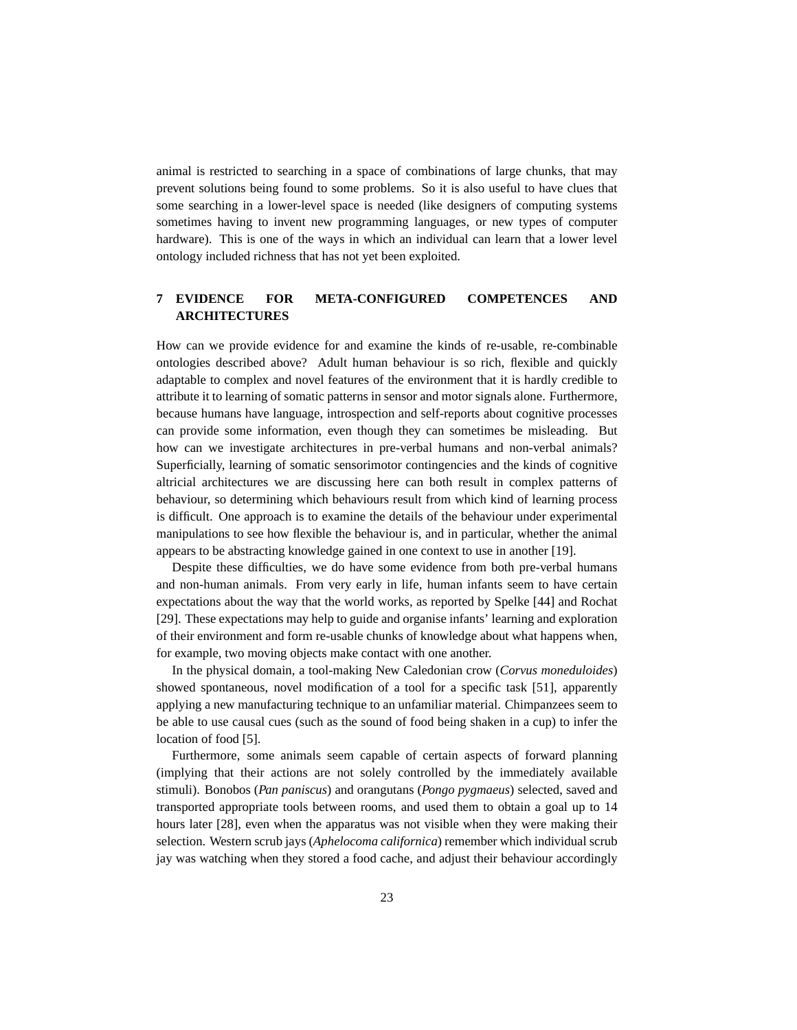animal is restricted to searching in a space of combinations of large chunks, that may prevent solutions being found to some problems. So it is also useful to have clues that some searching in a lower-level space is needed (like designers of computing systems sometimes having to invent new programming languages, or new types of computer hardware). This is one of the ways in which an individual can learn that a lower level ontology included richness that has not yet been exploited.

## 7 EVIDENCE FOR META-CONFIGURED COMPETENCES AND ARCHITECTURES

How can we provide evidence for and examine the kinds of re-usable, re-combinable ontologies described above? Adult human behaviour is so rich, flexible and quickly adaptable to complex and novel features of the environment that it is hardly credible to attribute it to learning of somatic patterns in sensor and motor signals alone. Furthermore, because humans have language, introspection and self-reports about cognitive processes can provide some information, even though they can sometimes be misleading. But how can we investigate architectures in pre-verbal humans and non-verbal animals? Superficially, learning of somatic sensorimotor contingencies and the kinds of cognitive altricial architectures we are discussing here can both result in complex patterns of behaviour, so determining which behaviours result from which kind of learning process is difficult. One approach is to examine the details of the behaviour under experimental manipulations to see how flexible the behaviour is, and in particular, whether the animal appears to be abstracting knowledge gained in one context to use in another [19].

Despite these difficulties, we do have some evidence from both pre-verbal humans and non-human animals. From very early in life, human infants seem to have certain expectations about the way that the world works, as reported by Spelke [44] and Rochat [29]. These expectations may help to guide and organise infants' learning and exploration of their environment and form re-usable chunks of knowledge about what happens when, for example, two moving objects make contact with one another.

In the physical domain, a tool-making New Caledonian crow (*Corvus moneduloides*) showed spontaneous, novel modification of a tool for a specific task [51], apparently applying a new manufacturing technique to an unfamiliar material. Chimpanzees seem to be able to use causal cues (such as the sound of food being shaken in a cup) to infer the location of food [5].

Furthermore, some animals seem capable of certain aspects of forward planning (implying that their actions are not solely controlled by the immediately available stimuli). Bonobos (*Pan paniscus*) and orangutans (*Pongo pygmaeus*) selected, saved and transported appropriate tools between rooms, and used them to obtain a goal up to 14 hours later [28], even when the apparatus was not visible when they were making their selection. Western scrub jays (*Aphelocoma californica*) remember which individual scrub jay was watching when they stored a food cache, and adjust their behaviour accordingly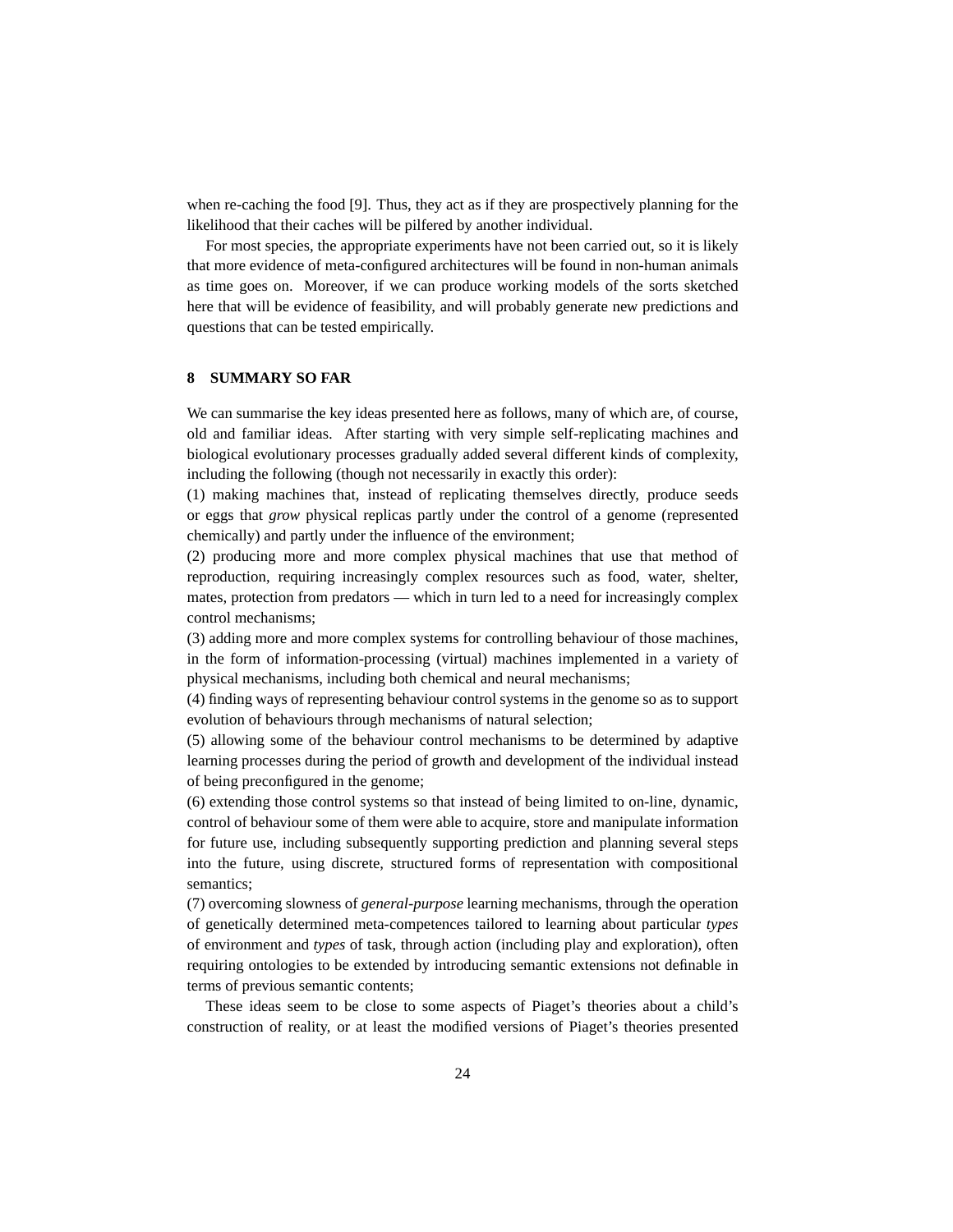when re-caching the food [9]. Thus, they act as if they are prospectively planning for the likelihood that their caches will be pilfered by another individual.

For most species, the appropriate experiments have not been carried out, so it is likely that more evidence of meta-configured architectures will be found in non-human animals as time goes on. Moreover, if we can produce working models of the sorts sketched here that will be evidence of feasibility, and will probably generate new predictions and questions that can be tested empirically.

## 8 SUMMARY SO FAR

We can summarise the key ideas presented here as follows, many of which are, of course, old and familiar ideas. After starting with very simple self-replicating machines and biological evolutionary processes gradually added several different kinds of complexity, including the following (though not necessarily in exactly this order):

(1) making machines that, instead of replicating themselves directly, produce seeds or eggs that *grow* physical replicas partly under the control of a genome (represented chemically) and partly under the influence of the environment;

(2) producing more and more complex physical machines that use that method of reproduction, requiring increasingly complex resources such as food, water, shelter, mates, protection from predators — which in turn led to a need for increasingly complex control mechanisms;

(3) adding more and more complex systems for controlling behaviour of those machines, in the form of information-processing (virtual) machines implemented in a variety of physical mechanisms, including both chemical and neural mechanisms;

(4) finding ways of representing behaviour control systems in the genome so as to support evolution of behaviours through mechanisms of natural selection;

(5) allowing some of the behaviour control mechanisms to be determined by adaptive learning processes during the period of growth and development of the individual instead of being preconfigured in the genome;

(6) extending those control systems so that instead of being limited to on-line, dynamic, control of behaviour some of them were able to acquire, store and manipulate information for future use, including subsequently supporting prediction and planning several steps into the future, using discrete, structured forms of representation with compositional semantics;

(7) overcoming slowness of *general-purpose* learning mechanisms, through the operation of genetically determined meta-competences tailored to learning about particular *types* of environment and *types* of task, through action (including play and exploration), often requiring ontologies to be extended by introducing semantic extensions not definable in terms of previous semantic contents;

These ideas seem to be close to some aspects of Piaget's theories about a child's construction of reality, or at least the modified versions of Piaget's theories presented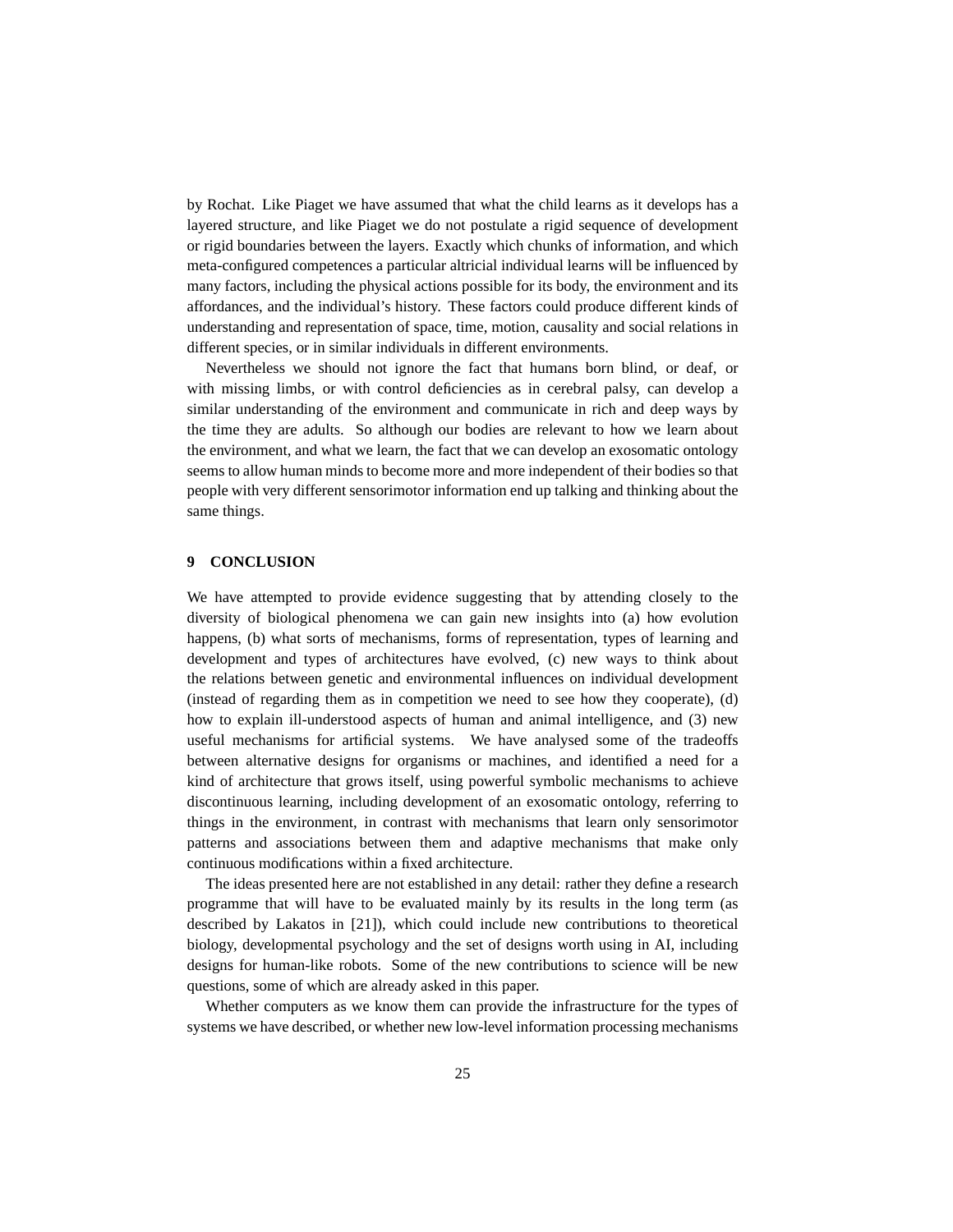by Rochat. Like Piaget we have assumed that what the child learns as it develops has a layered structure, and like Piaget we do not postulate a rigid sequence of development or rigid boundaries between the layers. Exactly which chunks of information, and which meta-configured competences a particular altricial individual learns will be influenced by many factors, including the physical actions possible for its body, the environment and its affordances, and the individual's history. These factors could produce different kinds of understanding and representation of space, time, motion, causality and social relations in different species, or in similar individuals in different environments.

Nevertheless we should not ignore the fact that humans born blind, or deaf, or with missing limbs, or with control deficiencies as in cerebral palsy, can develop a similar understanding of the environment and communicate in rich and deep ways by the time they are adults. So although our bodies are relevant to how we learn about the environment, and what we learn, the fact that we can develop an exosomatic ontology seems to allow human minds to become more and more independent of their bodies so that people with very different sensorimotor information end up talking and thinking about the same things.

## 9 CONCLUSION

We have attempted to provide evidence suggesting that by attending closely to the diversity of biological phenomena we can gain new insights into (a) how evolution happens, (b) what sorts of mechanisms, forms of representation, types of learning and development and types of architectures have evolved, (c) new ways to think about the relations between genetic and environmental influences on individual development (instead of regarding them as in competition we need to see how they cooperate), (d) how to explain ill-understood aspects of human and animal intelligence, and (3) new useful mechanisms for artificial systems. We have analysed some of the tradeoffs between alternative designs for organisms or machines, and identified a need for a kind of architecture that grows itself, using powerful symbolic mechanisms to achieve discontinuous learning, including development of an exosomatic ontology, referring to things in the environment, in contrast with mechanisms that learn only sensorimotor patterns and associations between them and adaptive mechanisms that make only continuous modifications within a fixed architecture.

The ideas presented here are not established in any detail: rather they define a research programme that will have to be evaluated mainly by its results in the long term (as described by Lakatos in [21]), which could include new contributions to theoretical biology, developmental psychology and the set of designs worth using in AI, including designs for human-like robots. Some of the new contributions to science will be new questions, some of which are already asked in this paper.

Whether computers as we know them can provide the infrastructure for the types of systems we have described, or whether new low-level information processing mechanisms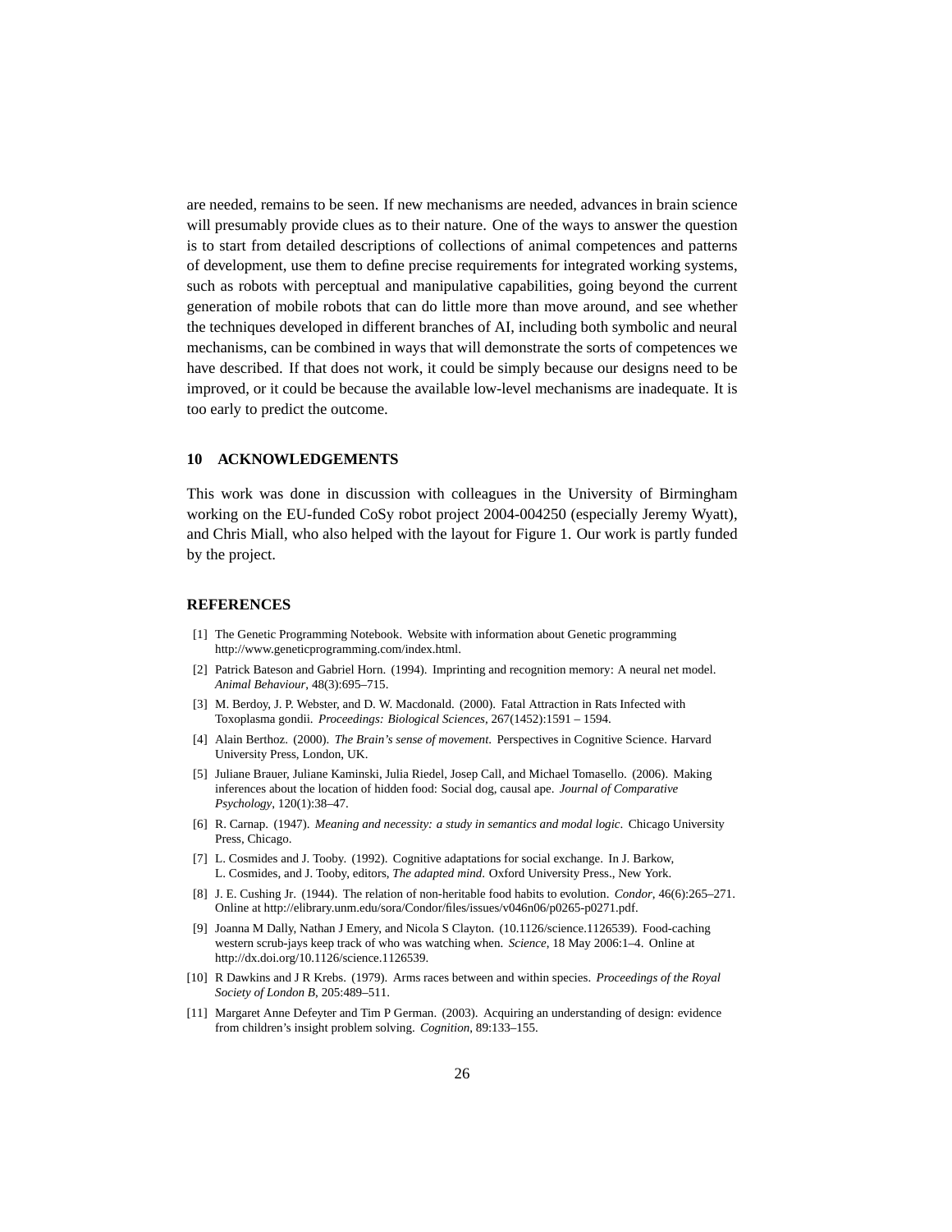are needed, remains to be seen. If new mechanisms are needed, advances in brain science will presumably provide clues as to their nature. One of the ways to answer the question is to start from detailed descriptions of collections of animal competences and patterns of development, use them to define precise requirements for integrated working systems, such as robots with perceptual and manipulative capabilities, going beyond the current generation of mobile robots that can do little more than move around, and see whether the techniques developed in different branches of AI, including both symbolic and neural mechanisms, can be combined in ways that will demonstrate the sorts of competences we have described. If that does not work, it could be simply because our designs need to be improved, or it could be because the available low-level mechanisms are inadequate. It is too early to predict the outcome.

## 10 ACKNOWLEDGEMENTS

This work was done in discussion with colleagues in the University of Birmingham working on the EU-funded CoSy robot project 2004-004250 (especially Jeremy Wyatt), and Chris Miall, who also helped with the layout for Figure 1. Our work is partly funded by the project.

## REFERENCES

[1] The Genetic Programming Notebook. Website with information about Genetic programming http://www.geneticprogramming.com/index.html.

[2] Patrick Bateson and Gabriel Horn. (1994). Imprinting and recognition memory: A neural net model. *Animal Behaviour*, 48(3):695–715.

[3] M. Berdoy, J. P. Webster, and D. W. Macdonald. (2000). Fatal Attraction in Rats Infected with Toxoplasma gondii. *Proceedings: Biological Sciences*, 267(1452):1591 – 1594.

[4] Alain Berthoz. (2000). *The Brain's sense of movement*. Perspectives in Cognitive Science. Harvard University Press, London, UK.

[5] Juliane Brauer, Juliane Kaminski, Julia Riedel, Josep Call, and Michael Tomasello. (2006). Making inferences about the location of hidden food: Social dog, causal ape. *Journal of Comparative Psychology*, 120(1):38–47.

[6] R. Carnap. (1947). *Meaning and necessity: a study in semantics and modal logic*. Chicago University Press, Chicago.

[7] L. Cosmides and J. Tooby. (1992). Cognitive adaptations for social exchange. In J. Barkow, L. Cosmides, and J. Tooby, editors, *The adapted mind*. Oxford University Press., New York.

[8] J. E. Cushing Jr. (1944). The relation of non-heritable food habits to evolution. *Condor*, 46(6):265–271. Online at http://elibrary.unm.edu/sora/Condor/files/issues/v046n06/p0265-p0271.pdf.

[9] Joanna M Dally, Nathan J Emery, and Nicola S Clayton. (10.1126/science.1126539). Food-caching western scrub-jays keep track of who was watching when. *Science*, 18 May 2006:1–4. Online at http://dx.doi.org/10.1126/science.1126539.

[10] R Dawkins and J R Krebs. (1979). Arms races between and within species. *Proceedings of the Royal Society of London B*, 205:489–511.

[11] Margaret Anne Defeyter and Tim P German. (2003). Acquiring an understanding of design: evidence from children's insight problem solving. *Cognition*, 89:133–155.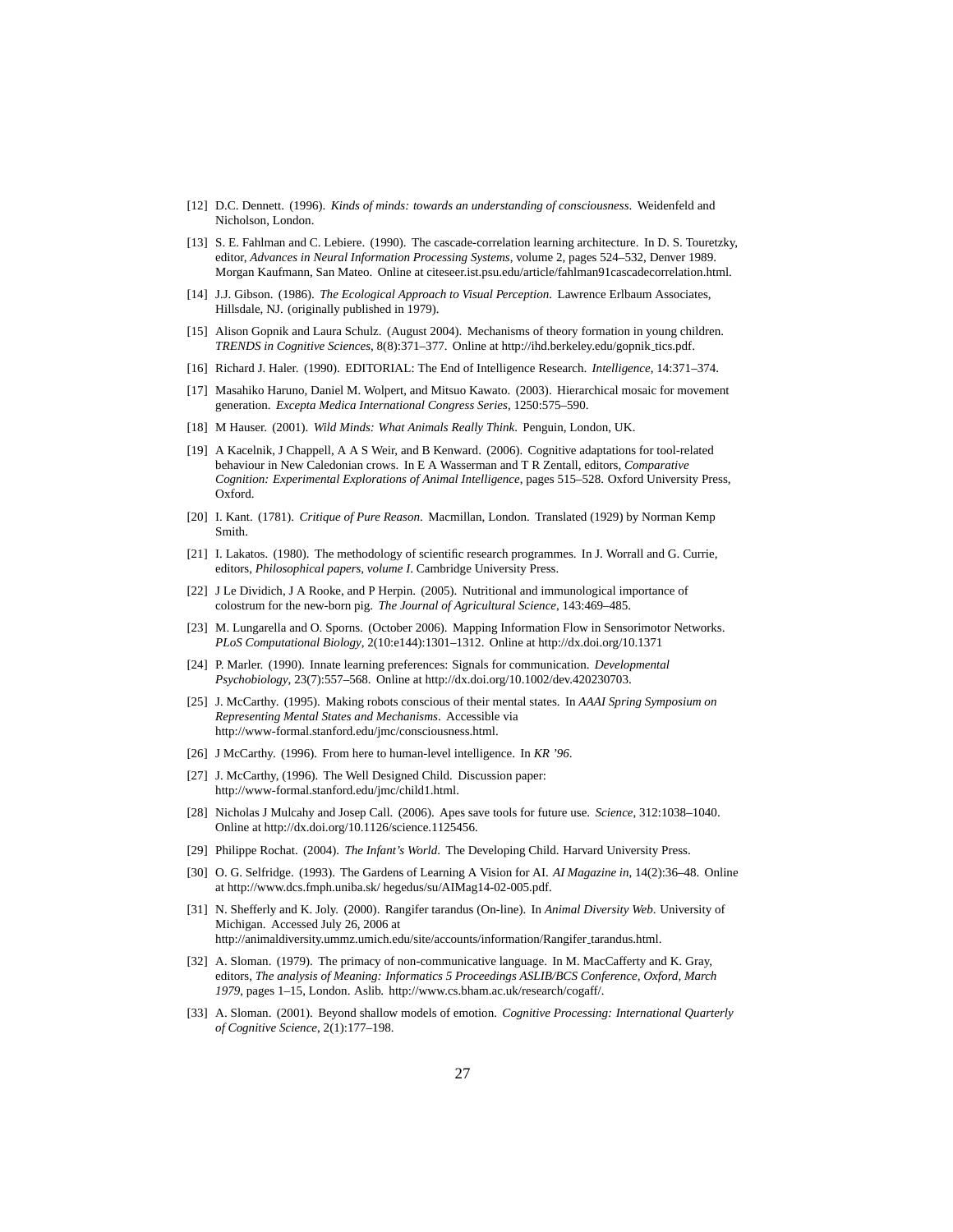[12] D.C. Dennett. (1996). *Kinds of minds: towards an understanding of consciousness*. Weidenfeld and Nicholson, London.

[13] S. E. Fahlman and C. Lebiere. (1990). The cascade-correlation learning architecture. In D. S. Touretzky, editor, *Advances in Neural Information Processing Systems*, volume 2, pages 524–532, Denver 1989. Morgan Kaufmann, San Mateo. Online at citeseer.ist.psu.edu/article/fahlman91cascadecorrelation.html.

[14] J.J. Gibson. (1986). *The Ecological Approach to Visual Perception*. Lawrence Erlbaum Associates, Hillsdale, NJ. (originally published in 1979).

[15] Alison Gopnik and Laura Schulz. (August 2004). Mechanisms of theory formation in young children. *TRENDS in Cognitive Sciences*, 8(8):371–377. Online at http://ihd.berkeley.edu/gopnik_tics.pdf.

[16] Richard J. Haler. (1990). EDITORIAL: The End of Intelligence Research. *Intelligence*, 14:371–374.

[17] Masahiko Haruno, Daniel M. Wolpert, and Mitsuo Kawato. (2003). Hierarchical mosaic for movement generation. *Excepta Medica International Congress Series*, 1250:575–590.

[18] M Hauser. (2001). *Wild Minds: What Animals Really Think*. Penguin, London, UK.

[19] A Kacelnik, J Chappell, A A S Weir, and B Kenward. (2006). Cognitive adaptations for tool-related behaviour in New Caledonian crows. In E A Wasserman and T R Zentall, editors, *Comparative Cognition: Experimental Explorations of Animal Intelligence*, pages 515–528. Oxford University Press, Oxford.

[20] I. Kant. (1781). *Critique of Pure Reason*. Macmillan, London. Translated (1929) by Norman Kemp Smith.

[21] I. Lakatos. (1980). The methodology of scientific research programmes. In J. Worrall and G. Currie, editors, *Philosophical papers, volume I*. Cambridge University Press.

[22] J Le Dividich, J A Rooke, and P Herpin. (2005). Nutritional and immunological importance of colostrum for the new-born pig. *The Journal of Agricultural Science*, 143:469–485.

[23] M. Lungarella and O. Sporns. (October 2006). Mapping Information Flow in Sensorimotor Networks. *PLoS Computational Biology*, 2(10:e144):1301–1312. Online at http://dx.doi.org/10.1371

[24] P. Marler. (1990). Innate learning preferences: Signals for communication. *Developmental Psychobiology*, 23(7):557–568. Online at http://dx.doi.org/10.1002/dev.420230703.

[25] J. McCarthy. (1995). Making robots conscious of their mental states. In *AAAI Spring Symposium on Representing Mental States and Mechanisms*. Accessible via http://www-formal.stanford.edu/jmc/consciousness.html.

[26] J McCarthy. (1996). From here to human-level intelligence. In *KR '96*.

[27] J. McCarthy, (1996). The Well Designed Child. Discussion paper: http://www-formal.stanford.edu/jmc/child1.html.

[28] Nicholas J Mulcahy and Josep Call. (2006). Apes save tools for future use. *Science*, 312:1038–1040. Online at http://dx.doi.org/10.1126/science.1125456.

[29] Philippe Rochat. (2004). *The Infant's World*. The Developing Child. Harvard University Press.

[30] O. G. Selfridge. (1993). The Gardens of Learning A Vision for AI. *AI Magazine in*, 14(2):36–48. Online at http://www.dcs.fmph.uniba.sk/ hegedus/su/AIMag14-02-005.pdf.

[31] N. Shefferly and K. Joly. (2000). Rangifer tarandus (On-line). In *Animal Diversity Web*. University of Michigan. Accessed July 26, 2006 at http://animaldiversity.ummz.umich.edu/site/accounts/information/Rangifer_tarandus.html.

[32] A. Sloman. (1979). The primacy of non-communicative language. In M. MacCafferty and K. Gray, editors, *The analysis of Meaning: Informatics 5 Proceedings ASLIB/BCS Conference, Oxford, March 1979*, pages 1–15, London. Aslib. http://www.cs.bham.ac.uk/research/cogaff/.

[33] A. Sloman. (2001). Beyond shallow models of emotion. *Cognitive Processing: International Quarterly of Cognitive Science*, 2(1):177–198.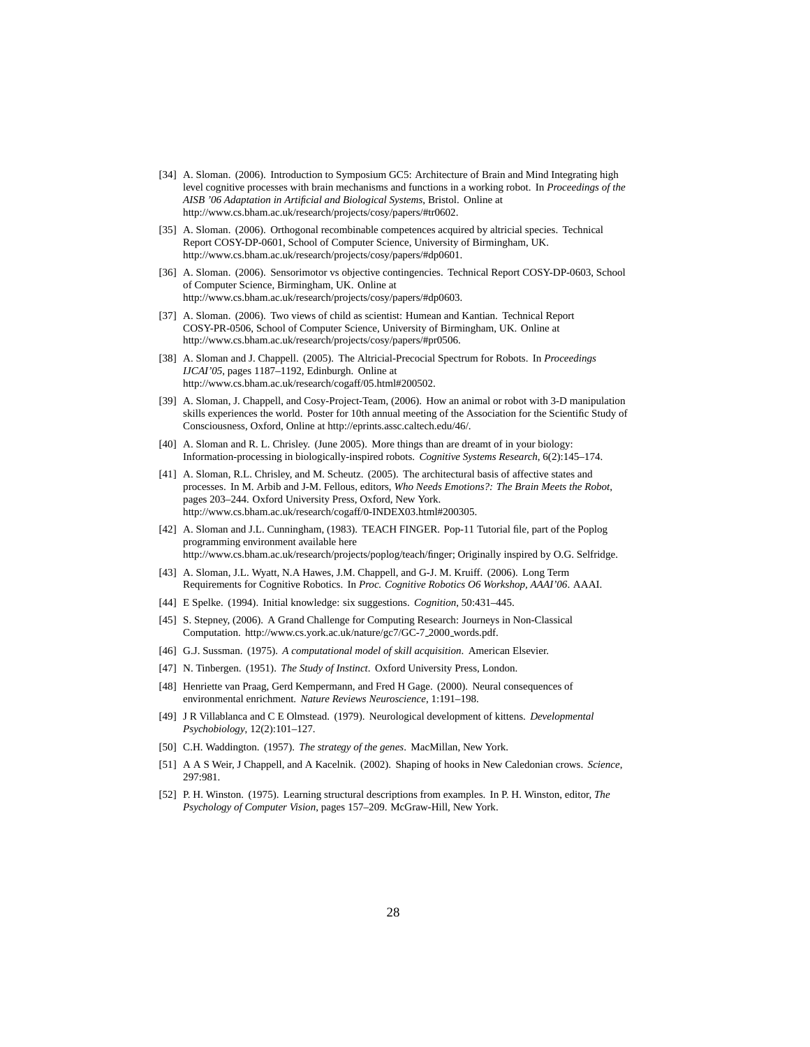[34] A. Sloman. (2006). Introduction to Symposium GC5: Architecture of Brain and Mind Integrating high level cognitive processes with brain mechanisms and functions in a working robot. In *Proceedings of the AISB '06 Adaptation in Artificial and Biological Systems*, Bristol. Online at http://www.cs.bham.ac.uk/research/projects/cosy/papers/#tr0602.

[35] A. Sloman. (2006). Orthogonal recombinable competences acquired by altricial species. Technical Report COSY-DP-0601, School of Computer Science, University of Birmingham, UK. http://www.cs.bham.ac.uk/research/projects/cosy/papers/#dp0601.

[36] A. Sloman. (2006). Sensorimotor vs objective contingencies. Technical Report COSY-DP-0603, School of Computer Science, Birmingham, UK. Online at http://www.cs.bham.ac.uk/research/projects/cosy/papers/#dp0603.

[37] A. Sloman. (2006). Two views of child as scientist: Humean and Kantian. Technical Report COSY-PR-0506, School of Computer Science, University of Birmingham, UK. Online at http://www.cs.bham.ac.uk/research/projects/cosy/papers/#pr0506.

[38] A. Sloman and J. Chappell. (2005). The Altricial-Precocial Spectrum for Robots. In *Proceedings IJCAI'05*, pages 1187–1192, Edinburgh. Online at http://www.cs.bham.ac.uk/research/cogaff/05.html#200502.

[39] A. Sloman, J. Chappell, and Cosy-Project-Team, (2006). How an animal or robot with 3-D manipulation skills experiences the world. Poster for 10th annual meeting of the Association for the Scientific Study of Consciousness, Oxford, Online at http://eprints.assc.caltech.edu/46/.

[40] A. Sloman and R. L. Chrisley. (June 2005). More things than are dreamt of in your biology: Information-processing in biologically-inspired robots. *Cognitive Systems Research*, 6(2):145–174.

[41] A. Sloman, R.L. Chrisley, and M. Scheutz. (2005). The architectural basis of affective states and processes. In M. Arbib and J-M. Fellous, editors, *Who Needs Emotions?: The Brain Meets the Robot*, pages 203–244. Oxford University Press, Oxford, New York. http://www.cs.bham.ac.uk/research/cogaff/0-INDEX03.html#200305.

[42] A. Sloman and J.L. Cunningham, (1983). TEACH FINGER. Pop-11 Tutorial file, part of the Poplog programming environment available here http://www.cs.bham.ac.uk/research/projects/poplog/teach/finger; Originally inspired by O.G. Selfridge.

[43] A. Sloman, J.L. Wyatt, N.A Hawes, J.M. Chappell, and G-J. M. Kruiff. (2006). Long Term Requirements for Cognitive Robotics. In *Proc. Cognitive Robotics O6 Workshop, AAAI'06*. AAAI.

[44] E Spelke. (1994). Initial knowledge: six suggestions. *Cognition*, 50:431–445.

[45] S. Stepney, (2006). A Grand Challenge for Computing Research: Journeys in Non-Classical Computation. http://www.cs.york.ac.uk/nature/gc7/GC-7_2000_words.pdf.

[46] G.J. Sussman. (1975). *A computational model of skill acquisition*. American Elsevier.

[47] N. Tinbergen. (1951). *The Study of Instinct*. Oxford University Press, London.

[48] Henriette van Praag, Gerd Kempermann, and Fred H Gage. (2000). Neural consequences of environmental enrichment. *Nature Reviews Neuroscience*, 1:191–198.

[49] J R Villablanca and C E Olmstead. (1979). Neurological development of kittens. *Developmental Psychobiology*, 12(2):101–127.

[50] C.H. Waddington. (1957). *The strategy of the genes*. MacMillan, New York.

[51] A A S Weir, J Chappell, and A Kacelnik. (2002). Shaping of hooks in New Caledonian crows. *Science*, 297:981.

[52] P. H. Winston. (1975). Learning structural descriptions from examples. In P. H. Winston, editor, *The Psychology of Computer Vision*, pages 157–209. McGraw-Hill, New York.